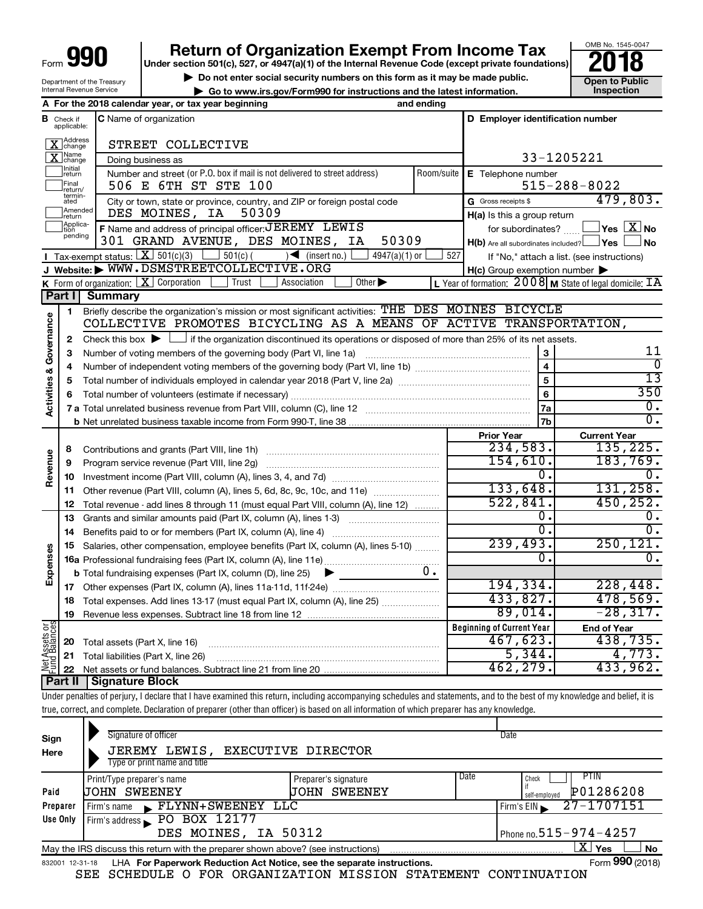Form **990**

# Return of Organization Exempt From Income Tax

**Under section 501(c), 527, or 4947(a)(1) of the Internal Revenue Code (except private foundations)**

▶ Do not enter social security numbers on this form as it may be made public.

▶ Go to www.irs.gov/Form990 for instructions and the latest information.

Department of the Treasury
Internal Revenue Service

OMB No. 1545-0047

**2018**

**Open to Public Inspection**

**A** For the 2018 calendar year, or tax year beginning and ending

**B** Check if applicable: [X] Address change [X] Name change [ ] Initial return [ ] Final return/terminated [ ] Amended return [ ] Application pending

**C** Name of organization: STREET COLLECTIVE

Doing business as

Number and street (or P.O. box if mail is not delivered to street address) Room/suite: 506 E 6TH ST STE 100

City or town, state or province, country, and ZIP or foreign postal code: DES MOINES, IA 50309

**D** Employer identification number: 33-1205221

**E** Telephone number: 515-288-8022

**G** Gross receipts $ 479,803.

**F** Name and address of principal officer: JEREMY LEWIS, 301 GRAND AVENUE, DES MOINES, IA 50309

**H(a)** Is this a group return for subordinates? [ ] Yes [X] No

**H(b)** Are all subordinates included? [ ] Yes [ ] No — If "No," attach a list. (see instructions)

**H(c)** Group exemption number ▶

**I** Tax-exempt status: [X] 501(c)(3) [ ] 501(c) ( ) ◀ (insert no.) [ ] 4947(a)(1) or [ ] 527

**J** Website: ▶ WWW.DSMSTREETCOLLECTIVE.ORG

**K** Form of organization: [X] Corporation [ ] Trust [ ] Association [ ] Other ▶

**L** Year of formation: 2008 **M** State of legal domicile: IA

## Part I Summary

**Activities & Governance**

1 Briefly describe the organization's mission or most significant activities: THE DES MOINES BICYCLE COLLECTIVE PROMOTES BICYCLING AS A MEANS OF ACTIVE TRANSPORTATION,

2 Check this box ▶ [ ] if the organization discontinued its operations or disposed of more than 25% of its net assets.

| | | | |
|---|---|---|---|
| 3 | Number of voting members of the governing body (Part VI, line 1a) | 3 | 11 |
| 4 | Number of independent voting members of the governing body (Part VI, line 1b) | 4 | 0 |
| 5 | Total number of individuals employed in calendar year 2018 (Part V, line 2a) | 5 | 13 |
| 6 | Total number of volunteers (estimate if necessary) | 6 | 350 |
| 7a | Total unrelated business revenue from Part VIII, column (C), line 12 | 7a | 0. |
| b | Net unrelated business taxable income from Form 990-T, line 38 | 7b | 0. |

| | | Prior Year | Current Year |
|---|---|---|---|
| **Revenue** | | | |
| 8 | Contributions and grants (Part VIII, line 1h) | 234,583. | 135,225. |
| 9 | Program service revenue (Part VIII, line 2g) | 154,610. | 183,769. |
| 10 | Investment income (Part VIII, column (A), lines 3, 4, and 7d) | 0. | 0. |
| 11 | Other revenue (Part VIII, column (A), lines 5, 6d, 8c, 9c, 10c, and 11e) | 133,648. | 131,258. |
| 12 | Total revenue - add lines 8 through 11 (must equal Part VIII, column (A), line 12) | 522,841. | 450,252. |
| **Expenses** | | | |
| 13 | Grants and similar amounts paid (Part IX, column (A), lines 1-3) | 0. | 0. |
| 14 | Benefits paid to or for members (Part IX, column (A), line 4) | 0. | 0. |
| 15 | Salaries, other compensation, employee benefits (Part IX, column (A), lines 5-10) | 239,493. | 250,121. |
| 16a | Professional fundraising fees (Part IX, column (A), line 11e) | 0. | 0. |
| b | Total fundraising expenses (Part IX, column (D), line 25) ▶ 0. | | |
| 17 | Other expenses (Part IX, column (A), lines 11a-11d, 11f-24e) | 194,334. | 228,448. |
| 18 | Total expenses. Add lines 13-17 (must equal Part IX, column (A), line 25) | 433,827. | 478,569. |
| 19 | Revenue less expenses. Subtract line 18 from line 12 | 89,014. | -28,317. |

| **Net Assets or Fund Balances** | | Beginning of Current Year | End of Year |
|---|---|---|---|
| 20 | Total assets (Part X, line 16) | 467,623. | 438,735. |
| 21 | Total liabilities (Part X, line 26) | 5,344. | 4,773. |
| 22 | Net assets or fund balances. Subtract line 21 from line 20 | 462,279. | 433,962. |

## Part II Signature Block

Under penalties of perjury, I declare that I have examined this return, including accompanying schedules and statements, and to the best of my knowledge and belief, it is true, correct, and complete. Declaration of preparer (other than officer) is based on all information of which preparer has any knowledge.

**Sign Here**

Signature of officer — Date

JEREMY LEWIS, EXECUTIVE DIRECTOR
Type or print name and title

**Paid Preparer Use Only**

| Print/Type preparer's name | Preparer's signature | Date | Check if self-employed | PTIN |
|---|---|---|---|---|
| JOHN SWEENEY | JOHN SWEENEY | | [ ] | P01286208 |

Firm's name ▶ FLYNN+SWEENEY LLC — Firm's EIN ▶ 27-1707151

Firm's address ▶ PO BOX 12177, DES MOINES, IA 50312 — Phone no. 515-974-4257

May the IRS discuss this return with the preparer shown above? (see instructions) [X] Yes [ ] No

832001 12-31-18 LHA For Paperwork Reduction Act Notice, see the separate instructions. Form **990** (2018)

SEE SCHEDULE O FOR ORGANIZATION MISSION STATEMENT CONTINUATION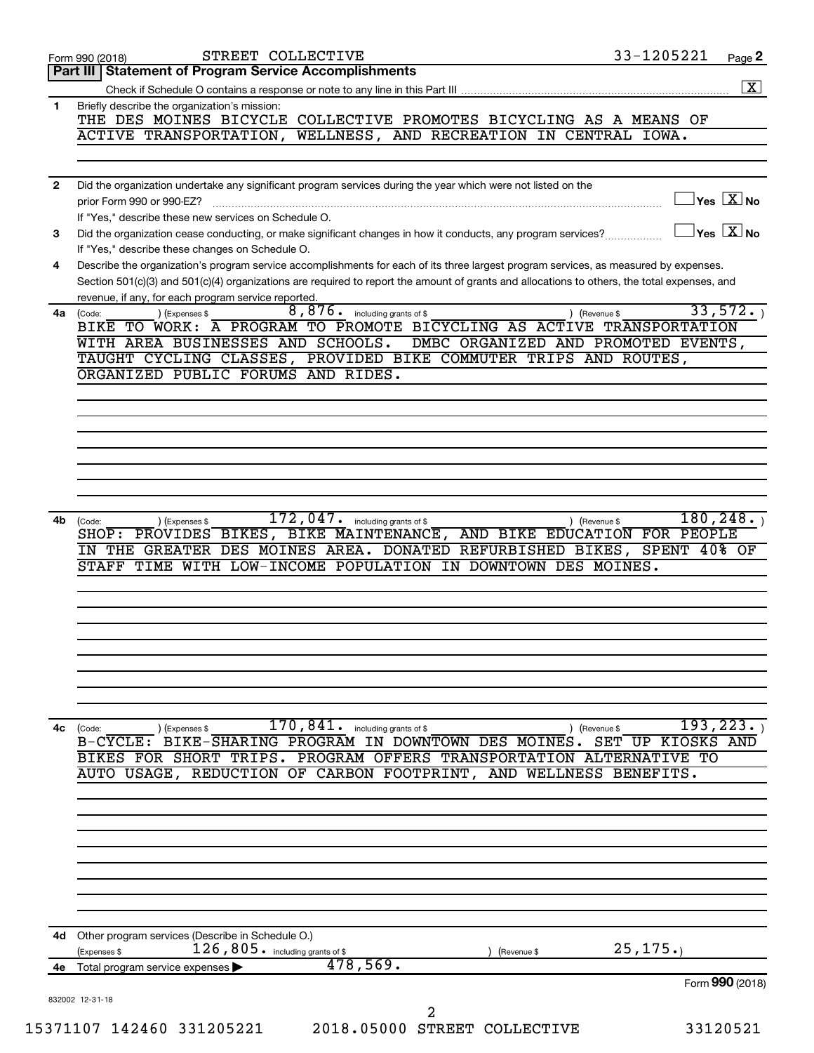Form 990 (2018) STREET COLLECTIVE 33-1205221 Page **2**

## Part III | Statement of Program Service Accomplishments

Check if Schedule O contains a response or note to any line in this Part III ..... [X]

**1** Briefly describe the organization's mission:

THE DES MOINES BICYCLE COLLECTIVE PROMOTES BICYCLING AS A MEANS OF ACTIVE TRANSPORTATION, WELLNESS, AND RECREATION IN CENTRAL IOWA.

**2** Did the organization undertake any significant program services during the year which were not listed on the prior Form 990 or 990-EZ? ..... [ ] Yes [X] No

If "Yes," describe these new services on Schedule O.

**3** Did the organization cease conducting, or make significant changes in how it conducts, any program services? ..... [ ] Yes [X] No

If "Yes," describe these changes on Schedule O.

**4** Describe the organization's program service accomplishments for each of its three largest program services, as measured by expenses. Section 501(c)(3) and 501(c)(4) organizations are required to report the amount of grants and allocations to others, the total expenses, and revenue, if any, for each program service reported.

**4a** (Code: ) (Expenses $ 8,876. including grants of $ ) (Revenue $ 33,572. )

BIKE TO WORK: A PROGRAM TO PROMOTE BICYCLING AS ACTIVE TRANSPORTATION WITH AREA BUSINESSES AND SCHOOLS. DMBC ORGANIZED AND PROMOTED EVENTS, TAUGHT CYCLING CLASSES, PROVIDED BIKE COMMUTER TRIPS AND ROUTES, ORGANIZED PUBLIC FORUMS AND RIDES.

**4b** (Code: ) (Expenses $ 172,047. including grants of $ ) (Revenue $ 180,248. )

SHOP: PROVIDES BIKES, BIKE MAINTENANCE, AND BIKE EDUCATION FOR PEOPLE IN THE GREATER DES MOINES AREA. DONATED REFURBISHED BIKES, SPENT 40% OF STAFF TIME WITH LOW-INCOME POPULATION IN DOWNTOWN DES MOINES.

**4c** (Code: ) (Expenses $ 170,841. including grants of $ ) (Revenue $ 193,223. )

B-CYCLE: BIKE-SHARING PROGRAM IN DOWNTOWN DES MOINES. SET UP KIOSKS AND BIKES FOR SHORT TRIPS. PROGRAM OFFERS TRANSPORTATION ALTERNATIVE TO AUTO USAGE, REDUCTION OF CARBON FOOTPRINT, AND WELLNESS BENEFITS.

**4d** Other program services (Describe in Schedule O.)

(Expenses $ 126,805. including grants of $ ) (Revenue $ 25,175.)

**4e** Total program service expenses ▶ 478,569.

Form **990** (2018)

832002 12-31-18

15371107 142460 331205221 2018.05000 STREET COLLECTIVE 33120521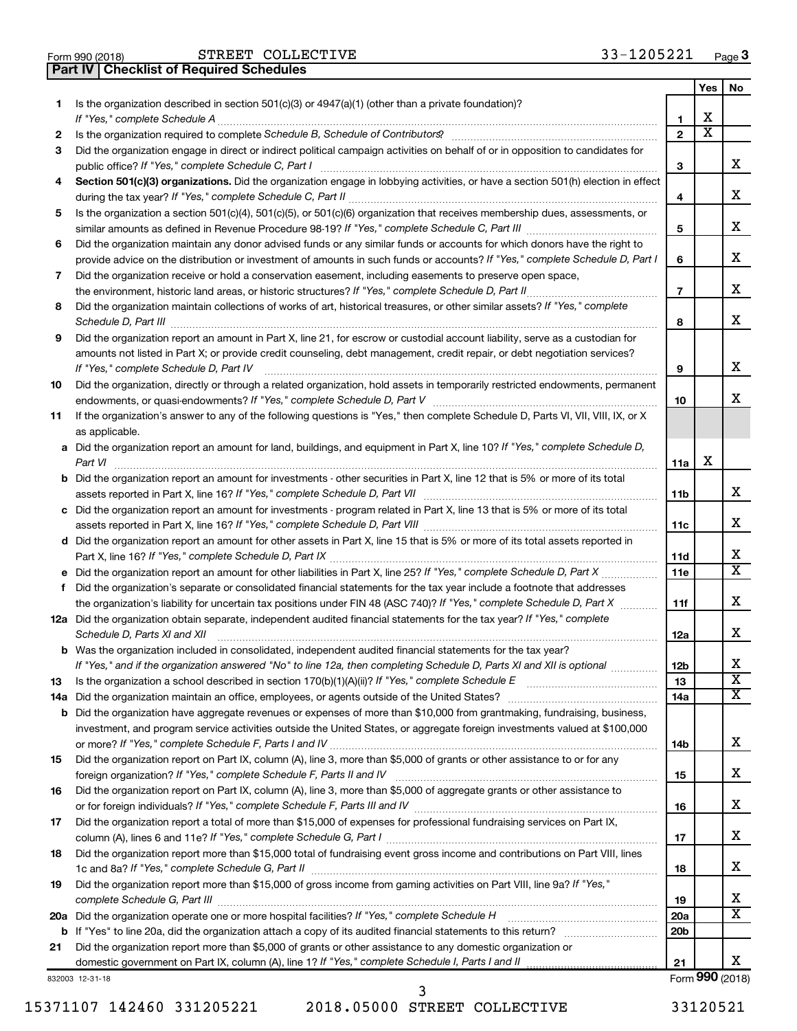Form 990 (2018) STREET COLLECTIVE 33-1205221 Page 3

## Part IV Checklist of Required Schedules

| | | | Yes | No |
|---|---|---|---|---|
| 1 | Is the organization described in section 501(c)(3) or 4947(a)(1) (other than a private foundation)? *If "Yes," complete Schedule A* | 1 | X | |
| 2 | Is the organization required to complete *Schedule B, Schedule of Contributors*? | 2 | X | |
| 3 | Did the organization engage in direct or indirect political campaign activities on behalf of or in opposition to candidates for public office? *If "Yes," complete Schedule C, Part I* | 3 | | X |
| 4 | **Section 501(c)(3) organizations.** Did the organization engage in lobbying activities, or have a section 501(h) election in effect during the tax year? *If "Yes," complete Schedule C, Part II* | 4 | | X |
| 5 | Is the organization a section 501(c)(4), 501(c)(5), or 501(c)(6) organization that receives membership dues, assessments, or similar amounts as defined in Revenue Procedure 98-19? *If "Yes," complete Schedule C, Part III* | 5 | | X |
| 6 | Did the organization maintain any donor advised funds or any similar funds or accounts for which donors have the right to provide advice on the distribution or investment of amounts in such funds or accounts? *If "Yes," complete Schedule D, Part I* | 6 | | X |
| 7 | Did the organization receive or hold a conservation easement, including easements to preserve open space, the environment, historic land areas, or historic structures? *If "Yes," complete Schedule D, Part II* | 7 | | X |
| 8 | Did the organization maintain collections of works of art, historical treasures, or other similar assets? *If "Yes," complete Schedule D, Part III* | 8 | | X |
| 9 | Did the organization report an amount in Part X, line 21, for escrow or custodial account liability, serve as a custodian for amounts not listed in Part X; or provide credit counseling, debt management, credit repair, or debt negotiation services? *If "Yes," complete Schedule D, Part IV* | 9 | | X |
| 10 | Did the organization, directly or through a related organization, hold assets in temporarily restricted endowments, permanent endowments, or quasi-endowments? *If "Yes," complete Schedule D, Part V* | 10 | | X |
| 11 | If the organization's answer to any of the following questions is "Yes," then complete Schedule D, Parts VI, VII, VIII, IX, or X as applicable. | | | |
| a | Did the organization report an amount for land, buildings, and equipment in Part X, line 10? *If "Yes," complete Schedule D, Part VI* | 11a | X | |
| b | Did the organization report an amount for investments - other securities in Part X, line 12 that is 5% or more of its total assets reported in Part X, line 16? *If "Yes," complete Schedule D, Part VII* | 11b | | X |
| c | Did the organization report an amount for investments - program related in Part X, line 13 that is 5% or more of its total assets reported in Part X, line 16? *If "Yes," complete Schedule D, Part VIII* | 11c | | X |
| d | Did the organization report an amount for other assets in Part X, line 15 that is 5% or more of its total assets reported in Part X, line 16? *If "Yes," complete Schedule D, Part IX* | 11d | | X |
| e | Did the organization report an amount for other liabilities in Part X, line 25? *If "Yes," complete Schedule D, Part X* | 11e | | X |
| f | Did the organization's separate or consolidated financial statements for the tax year include a footnote that addresses the organization's liability for uncertain tax positions under FIN 48 (ASC 740)? *If "Yes," complete Schedule D, Part X* | 11f | | X |
| 12a | Did the organization obtain separate, independent audited financial statements for the tax year? *If "Yes," complete Schedule D, Parts XI and XII* | 12a | | X |
| b | Was the organization included in consolidated, independent audited financial statements for the tax year? *If "Yes," and if the organization answered "No" to line 12a, then completing Schedule D, Parts XI and XII is optional* | 12b | | X |
| 13 | Is the organization a school described in section 170(b)(1)(A)(ii)? *If "Yes," complete Schedule E* | 13 | | X |
| 14a | Did the organization maintain an office, employees, or agents outside of the United States? | 14a | | X |
| b | Did the organization have aggregate revenues or expenses of more than $10,000 from grantmaking, fundraising, business, investment, and program service activities outside the United States, or aggregate foreign investments valued at $100,000 or more? *If "Yes," complete Schedule F, Parts I and IV* | 14b | | X |
| 15 | Did the organization report on Part IX, column (A), line 3, more than $5,000 of grants or other assistance to or for any foreign organization? *If "Yes," complete Schedule F, Parts II and IV* | 15 | | X |
| 16 | Did the organization report on Part IX, column (A), line 3, more than $5,000 of aggregate grants or other assistance to or for foreign individuals? *If "Yes," complete Schedule F, Parts III and IV* | 16 | | X |
| 17 | Did the organization report a total of more than $15,000 of expenses for professional fundraising services on Part IX, column (A), lines 6 and 11e? *If "Yes," complete Schedule G, Part I* | 17 | | X |
| 18 | Did the organization report more than $15,000 total of fundraising event gross income and contributions on Part VIII, lines 1c and 8a? *If "Yes," complete Schedule G, Part II* | 18 | | X |
| 19 | Did the organization report more than $15,000 of gross income from gaming activities on Part VIII, line 9a? *If "Yes," complete Schedule G, Part III* | 19 | | X |
| 20a | Did the organization operate one or more hospital facilities? *If "Yes," complete Schedule H* | 20a | | X |
| b | If "Yes" to line 20a, did the organization attach a copy of its audited financial statements to this return? | 20b | | |
| 21 | Did the organization report more than $5,000 of grants or other assistance to any domestic organization or domestic government on Part IX, column (A), line 1? *If "Yes," complete Schedule I, Parts I and II* | 21 | | X |

832003 12-31-18 Form **990** (2018)

15371107 142460 331205221 2018.05000 STREET COLLECTIVE 33120521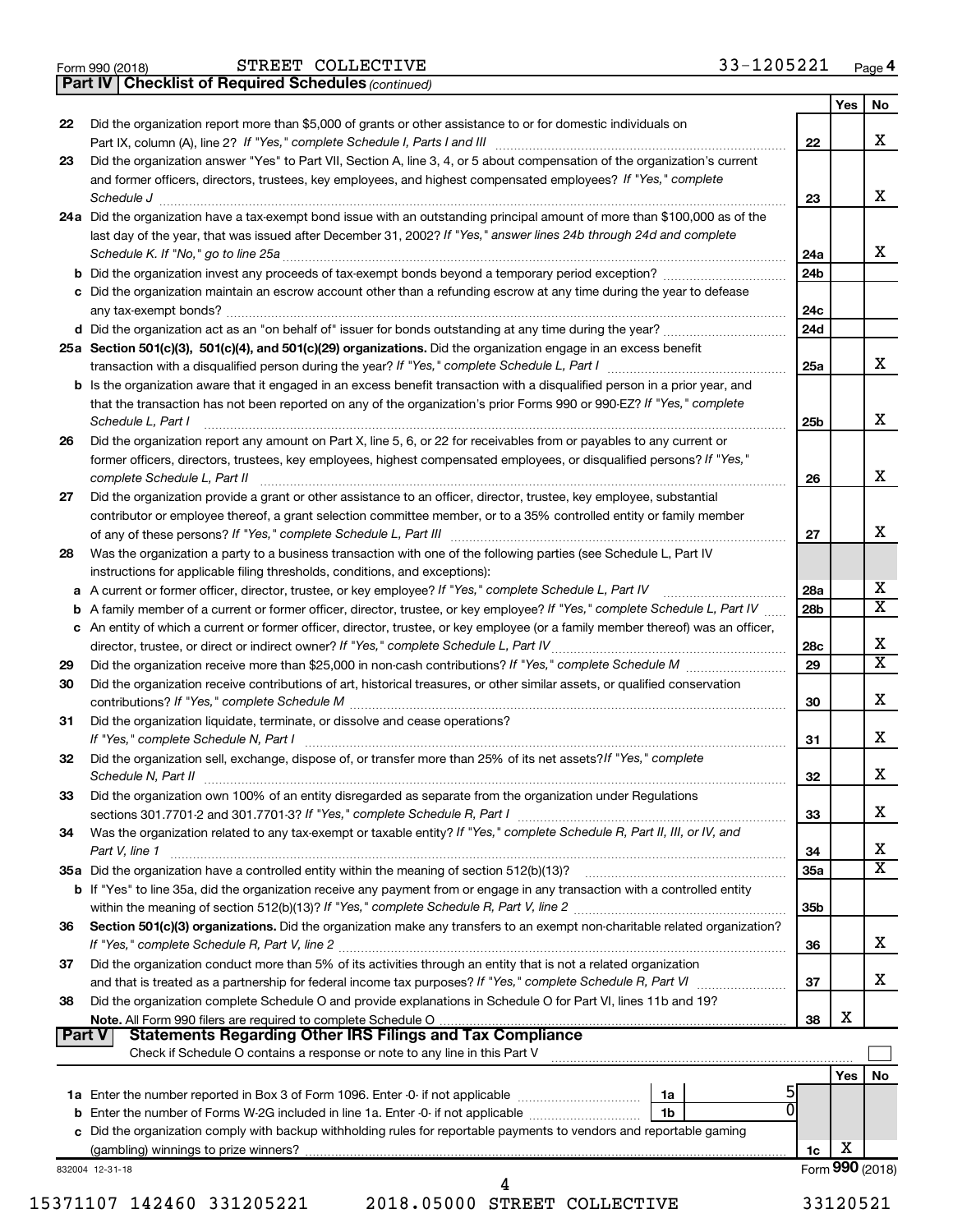Form 990 (2018) STREET COLLECTIVE 33-1205221 Page 4

**Part IV | Checklist of Required Schedules** *(continued)*

| | | | Yes | No |
|---|---|---|---|---|
| 22 | Did the organization report more than $5,000 of grants or other assistance to or for domestic individuals on Part IX, column (A), line 2? *If "Yes," complete Schedule I, Parts I and III* | 22 | | X |
| 23 | Did the organization answer "Yes" to Part VII, Section A, line 3, 4, or 5 about compensation of the organization's current and former officers, directors, trustees, key employees, and highest compensated employees? *If "Yes," complete Schedule J* | 23 | | X |
| 24a | Did the organization have a tax-exempt bond issue with an outstanding principal amount of more than $100,000 as of the last day of the year, that was issued after December 31, 2002? *If "Yes," answer lines 24b through 24d and complete Schedule K. If "No," go to line 25a* | 24a | | X |
| b | Did the organization invest any proceeds of tax-exempt bonds beyond a temporary period exception? | 24b | | |
| c | Did the organization maintain an escrow account other than a refunding escrow at any time during the year to defease any tax-exempt bonds? | 24c | | |
| d | Did the organization act as an "on behalf of" issuer for bonds outstanding at any time during the year? | 24d | | |
| 25a | **Section 501(c)(3), 501(c)(4), and 501(c)(29) organizations.** Did the organization engage in an excess benefit transaction with a disqualified person during the year? *If "Yes," complete Schedule L, Part I* | 25a | | X |
| b | Is the organization aware that it engaged in an excess benefit transaction with a disqualified person in a prior year, and that the transaction has not been reported on any of the organization's prior Forms 990 or 990-EZ? *If "Yes," complete Schedule L, Part I* | 25b | | X |
| 26 | Did the organization report any amount on Part X, line 5, 6, or 22 for receivables from or payables to any current or former officers, directors, trustees, key employees, highest compensated employees, or disqualified persons? *If "Yes," complete Schedule L, Part II* | 26 | | X |
| 27 | Did the organization provide a grant or other assistance to an officer, director, trustee, key employee, substantial contributor or employee thereof, a grant selection committee member, or to a 35% controlled entity or family member of any of these persons? *If "Yes," complete Schedule L, Part III* | 27 | | X |
| 28 | Was the organization a party to a business transaction with one of the following parties (see Schedule L, Part IV instructions for applicable filing thresholds, conditions, and exceptions): | | | |
| a | A current or former officer, director, trustee, or key employee? *If "Yes," complete Schedule L, Part IV* | 28a | | X |
| b | A family member of a current or former officer, director, trustee, or key employee? *If "Yes," complete Schedule L, Part IV* | 28b | | X |
| c | An entity of which a current or former officer, director, trustee, or key employee (or a family member thereof) was an officer, director, trustee, or direct or indirect owner? *If "Yes," complete Schedule L, Part IV* | 28c | | X |
| 29 | Did the organization receive more than $25,000 in non-cash contributions? *If "Yes," complete Schedule M* | 29 | | X |
| 30 | Did the organization receive contributions of art, historical treasures, or other similar assets, or qualified conservation contributions? *If "Yes," complete Schedule M* | 30 | | X |
| 31 | Did the organization liquidate, terminate, or dissolve and cease operations? *If "Yes," complete Schedule N, Part I* | 31 | | X |
| 32 | Did the organization sell, exchange, dispose of, or transfer more than 25% of its net assets? *If "Yes," complete Schedule N, Part II* | 32 | | X |
| 33 | Did the organization own 100% of an entity disregarded as separate from the organization under Regulations sections 301.7701-2 and 301.7701-3? *If "Yes," complete Schedule R, Part I* | 33 | | X |
| 34 | Was the organization related to any tax-exempt or taxable entity? *If "Yes," complete Schedule R, Part II, III, or IV, and Part V, line 1* | 34 | | X |
| 35a | Did the organization have a controlled entity within the meaning of section 512(b)(13)? | 35a | | X |
| b | If "Yes" to line 35a, did the organization receive any payment from or engage in any transaction with a controlled entity within the meaning of section 512(b)(13)? *If "Yes," complete Schedule R, Part V, line 2* | 35b | | |
| 36 | **Section 501(c)(3) organizations.** Did the organization make any transfers to an exempt non-charitable related organization? *If "Yes," complete Schedule R, Part V, line 2* | 36 | | X |
| 37 | Did the organization conduct more than 5% of its activities through an entity that is not a related organization and that is treated as a partnership for federal income tax purposes? *If "Yes," complete Schedule R, Part VI* | 37 | | X |
| 38 | Did the organization complete Schedule O and provide explanations in Schedule O for Part VI, lines 11b and 19? **Note.** All Form 990 filers are required to complete Schedule O | 38 | X | |

**Part V | Statements Regarding Other IRS Filings and Tax Compliance**

Check if Schedule O contains a response or note to any line in this Part V

| | | | | | Yes | No |
|---|---|---|---|---|---|---|
| 1a | Enter the number reported in Box 3 of Form 1096. Enter -0- if not applicable | 1a | 5 | | | |
| b | Enter the number of Forms W-2G included in line 1a. Enter -0- if not applicable | 1b | 0 | | | |
| c | Did the organization comply with backup withholding rules for reportable payments to vendors and reportable gaming (gambling) winnings to prize winners? | | | 1c | X | |

832004 12-31-18 Form **990** (2018)

15371107 142460 331205221 2018.05000 STREET COLLECTIVE 33120521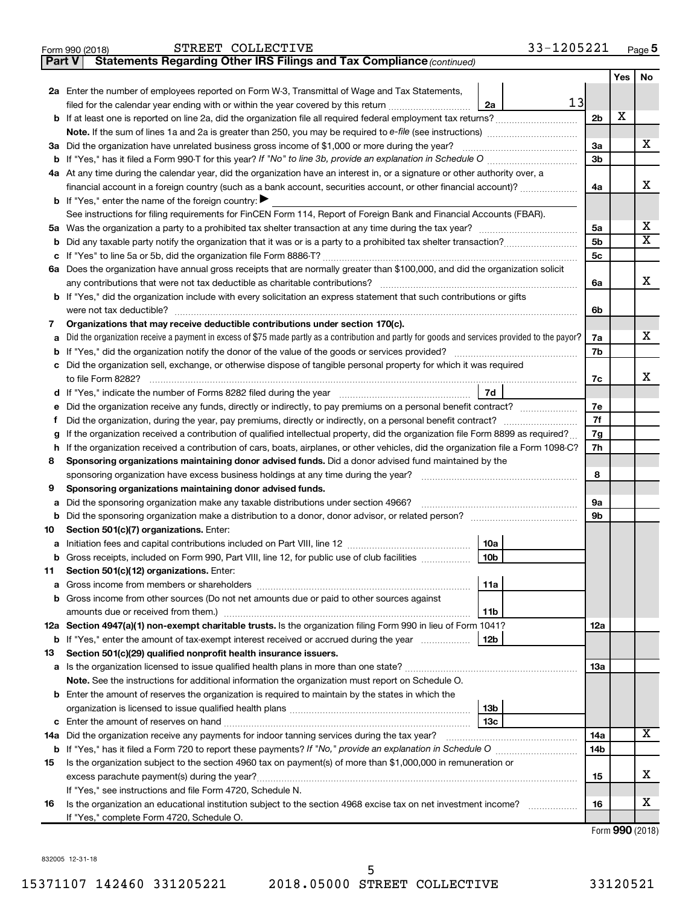Form 990 (2018) STREET COLLECTIVE 33-1205221

**Part V Statements Regarding Other IRS Filings and Tax Compliance** *(continued)*

| | | | | Yes | No |
|---|---|---|---|---|---|
| **2a** | Enter the number of employees reported on Form W-3, Transmittal of Wage and Tax Statements, filed for the calendar year ending with or within the year covered by this return | 2a 13 | | | |
| **b** | If at least one is reported on line 2a, did the organization file all required federal employment tax returns? | | 2b | X | |
| | **Note.** If the sum of lines 1a and 2a is greater than 250, you may be required to *e-file* (see instructions) | | | | |
| **3a** | Did the organization have unrelated business gross income of $1,000 or more during the year? | | 3a | | X |
| **b** | If "Yes," has it filed a Form 990-T for this year? *If "No" to line 3b, provide an explanation in Schedule O* | | 3b | | |
| **4a** | At any time during the calendar year, did the organization have an interest in, or a signature or other authority over, a financial account in a foreign country (such as a bank account, securities account, or other financial account)? | | 4a | | X |
| **b** | If "Yes," enter the name of the foreign country: ▶ | | | | |
| | See instructions for filing requirements for FinCEN Form 114, Report of Foreign Bank and Financial Accounts (FBAR). | | | | |
| **5a** | Was the organization a party to a prohibited tax shelter transaction at any time during the tax year? | | 5a | | X |
| **b** | Did any taxable party notify the organization that it was or is a party to a prohibited tax shelter transaction? | | 5b | | X |
| **c** | If "Yes" to line 5a or 5b, did the organization file Form 8886-T? | | 5c | | |
| **6a** | Does the organization have annual gross receipts that are normally greater than $100,000, and did the organization solicit any contributions that were not tax deductible as charitable contributions? | | 6a | | X |
| **b** | If "Yes," did the organization include with every solicitation an express statement that such contributions or gifts were not tax deductible? | | 6b | | |
| **7** | **Organizations that may receive deductible contributions under section 170(c).** | | | | |
| **a** | Did the organization receive a payment in excess of $75 made partly as a contribution and partly for goods and services provided to the payor? | | 7a | | X |
| **b** | If "Yes," did the organization notify the donor of the value of the goods or services provided? | | 7b | | |
| **c** | Did the organization sell, exchange, or otherwise dispose of tangible personal property for which it was required to file Form 8282? | | 7c | | X |
| **d** | If "Yes," indicate the number of Forms 8282 filed during the year | 7d | | | |
| **e** | Did the organization receive any funds, directly or indirectly, to pay premiums on a personal benefit contract? | | 7e | | |
| **f** | Did the organization, during the year, pay premiums, directly or indirectly, on a personal benefit contract? | | 7f | | |
| **g** | If the organization received a contribution of qualified intellectual property, did the organization file Form 8899 as required? | | 7g | | |
| **h** | If the organization received a contribution of cars, boats, airplanes, or other vehicles, did the organization file a Form 1098-C? | | 7h | | |
| **8** | **Sponsoring organizations maintaining donor advised funds.** Did a donor advised fund maintained by the sponsoring organization have excess business holdings at any time during the year? | | 8 | | |
| **9** | **Sponsoring organizations maintaining donor advised funds.** | | | | |
| **a** | Did the sponsoring organization make any taxable distributions under section 4966? | | 9a | | |
| **b** | Did the sponsoring organization make a distribution to a donor, donor advisor, or related person? | | 9b | | |
| **10** | **Section 501(c)(7) organizations.** Enter: | | | | |
| **a** | Initiation fees and capital contributions included on Part VIII, line 12 | 10a | | | |
| **b** | Gross receipts, included on Form 990, Part VIII, line 12, for public use of club facilities | 10b | | | |
| **11** | **Section 501(c)(12) organizations.** Enter: | | | | |
| **a** | Gross income from members or shareholders | 11a | | | |
| **b** | Gross income from other sources (Do not net amounts due or paid to other sources against amounts due or received from them.) | 11b | | | |
| **12a** | **Section 4947(a)(1) non-exempt charitable trusts.** Is the organization filing Form 990 in lieu of Form 1041? | | 12a | | |
| **b** | If "Yes," enter the amount of tax-exempt interest received or accrued during the year | 12b | | | |
| **13** | **Section 501(c)(29) qualified nonprofit health insurance issuers.** | | | | |
| **a** | Is the organization licensed to issue qualified health plans in more than one state? | | 13a | | |
| | **Note.** See the instructions for additional information the organization must report on Schedule O. | | | | |
| **b** | Enter the amount of reserves the organization is required to maintain by the states in which the organization is licensed to issue qualified health plans | 13b | | | |
| **c** | Enter the amount of reserves on hand | 13c | | | |
| **14a** | Did the organization receive any payments for indoor tanning services during the tax year? | | 14a | | X |
| **b** | If "Yes," has it filed a Form 720 to report these payments? *If "No," provide an explanation in Schedule O* | | 14b | | |
| **15** | Is the organization subject to the section 4960 tax on payment(s) of more than $1,000,000 in remuneration or excess parachute payment(s) during the year? | | 15 | | X |
| | If "Yes," see instructions and file Form 4720, Schedule N. | | | | |
| **16** | Is the organization an educational institution subject to the section 4968 excise tax on net investment income? | | 16 | | X |
| | If "Yes," complete Form 4720, Schedule O. | | | | |

Form **990** (2018)

832005 12-31-18

15371107 142460 331205221 2018.05000 STREET COLLECTIVE 33120521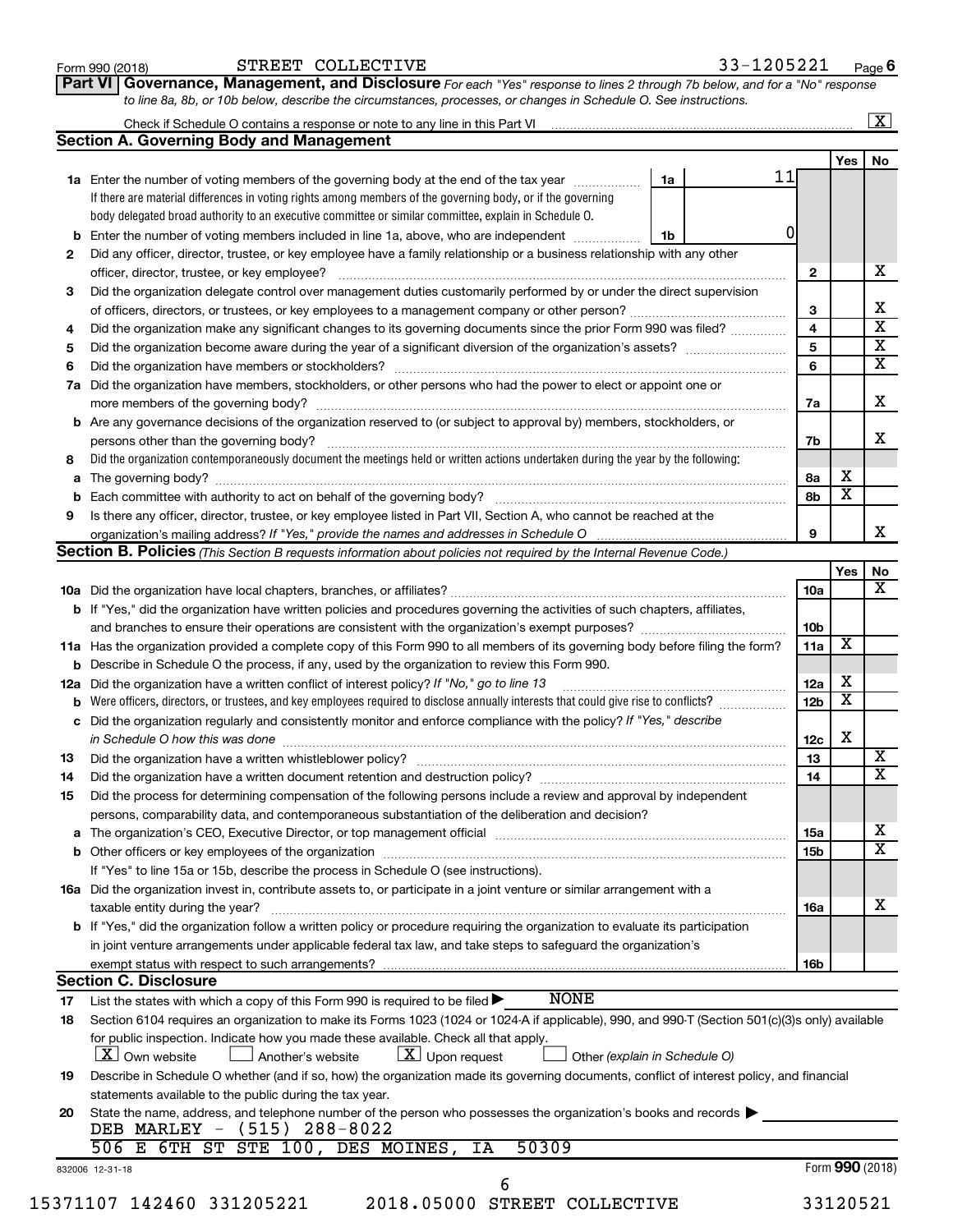Form 990 (2018) STREET COLLECTIVE 33-1205221 Page 6

**Part VI Governance, Management, and Disclosure** *For each "Yes" response to lines 2 through 7b below, and for a "No" response to line 8a, 8b, or 10b below, describe the circumstances, processes, or changes in Schedule O. See instructions.*

Check if Schedule O contains a response or note to any line in this Part VI [X]

## Section A. Governing Body and Management

| | | | Yes | No |
|---|---|---|---|---|
| **1a** | Enter the number of voting members of the governing body at the end of the tax year — **1a** 11. If there are material differences in voting rights among members of the governing body, or if the governing body delegated broad authority to an executive committee or similar committee, explain in Schedule O. | | | |
| **b** | Enter the number of voting members included in line 1a, above, who are independent — **1b** 0 | | | |
| **2** | Did any officer, director, trustee, or key employee have a family relationship or a business relationship with any other officer, director, trustee, or key employee? | 2 | | X |
| **3** | Did the organization delegate control over management duties customarily performed by or under the direct supervision of officers, directors, or trustees, or key employees to a management company or other person? | 3 | | X |
| **4** | Did the organization make any significant changes to its governing documents since the prior Form 990 was filed? | 4 | | X |
| **5** | Did the organization become aware during the year of a significant diversion of the organization's assets? | 5 | | X |
| **6** | Did the organization have members or stockholders? | 6 | | X |
| **7a** | Did the organization have members, stockholders, or other persons who had the power to elect or appoint one or more members of the governing body? | 7a | | X |
| **b** | Are any governance decisions of the organization reserved to (or subject to approval by) members, stockholders, or persons other than the governing body? | 7b | | X |
| **8** | Did the organization contemporaneously document the meetings held or written actions undertaken during the year by the following: | | | |
| **a** | The governing body? | 8a | X | |
| **b** | Each committee with authority to act on behalf of the governing body? | 8b | X | |
| **9** | Is there any officer, director, trustee, or key employee listed in Part VII, Section A, who cannot be reached at the organization's mailing address? *If "Yes," provide the names and addresses in Schedule O* | 9 | | X |

## Section B. Policies *(This Section B requests information about policies not required by the Internal Revenue Code.)*

| | | | Yes | No |
|---|---|---|---|---|
| **10a** | Did the organization have local chapters, branches, or affiliates? | 10a | | X |
| **b** | If "Yes," did the organization have written policies and procedures governing the activities of such chapters, affiliates, and branches to ensure their operations are consistent with the organization's exempt purposes? | 10b | | |
| **11a** | Has the organization provided a complete copy of this Form 990 to all members of its governing body before filing the form? | 11a | X | |
| **b** | Describe in Schedule O the process, if any, used by the organization to review this Form 990. | | | |
| **12a** | Did the organization have a written conflict of interest policy? *If "No," go to line 13* | 12a | X | |
| **b** | Were officers, directors, or trustees, and key employees required to disclose annually interests that could give rise to conflicts? | 12b | X | |
| **c** | Did the organization regularly and consistently monitor and enforce compliance with the policy? *If "Yes," describe in Schedule O how this was done* | 12c | X | |
| **13** | Did the organization have a written whistleblower policy? | 13 | | X |
| **14** | Did the organization have a written document retention and destruction policy? | 14 | | X |
| **15** | Did the process for determining compensation of the following persons include a review and approval by independent persons, comparability data, and contemporaneous substantiation of the deliberation and decision? | | | |
| **a** | The organization's CEO, Executive Director, or top management official | 15a | | X |
| **b** | Other officers or key employees of the organization | 15b | | X |
| | If "Yes" to line 15a or 15b, describe the process in Schedule O (see instructions). | | | |
| **16a** | Did the organization invest in, contribute assets to, or participate in a joint venture or similar arrangement with a taxable entity during the year? | 16a | | X |
| **b** | If "Yes," did the organization follow a written policy or procedure requiring the organization to evaluate its participation in joint venture arrangements under applicable federal tax law, and take steps to safeguard the organization's exempt status with respect to such arrangements? | 16b | | |

## Section C. Disclosure

**17** List the states with which a copy of this Form 990 is required to be filed ▶ NONE

**18** Section 6104 requires an organization to make its Forms 1023 (1024 or 1024-A if applicable), 990, and 990-T (Section 501(c)(3)s only) available for public inspection. Indicate how you made these available. Check all that apply.

[X] Own website [ ] Another's website [X] Upon request [ ] Other *(explain in Schedule O)*

**19** Describe in Schedule O whether (and if so, how) the organization made its governing documents, conflict of interest policy, and financial statements available to the public during the tax year.

**20** State the name, address, and telephone number of the person who possesses the organization's books and records ▶

DEB MARLEY - (515) 288-8022
506 E 6TH ST STE 100, DES MOINES, IA 50309

832006 12-31-18 Form **990** (2018)

15371107 142460 331205221 2018.05000 STREET COLLECTIVE 33120521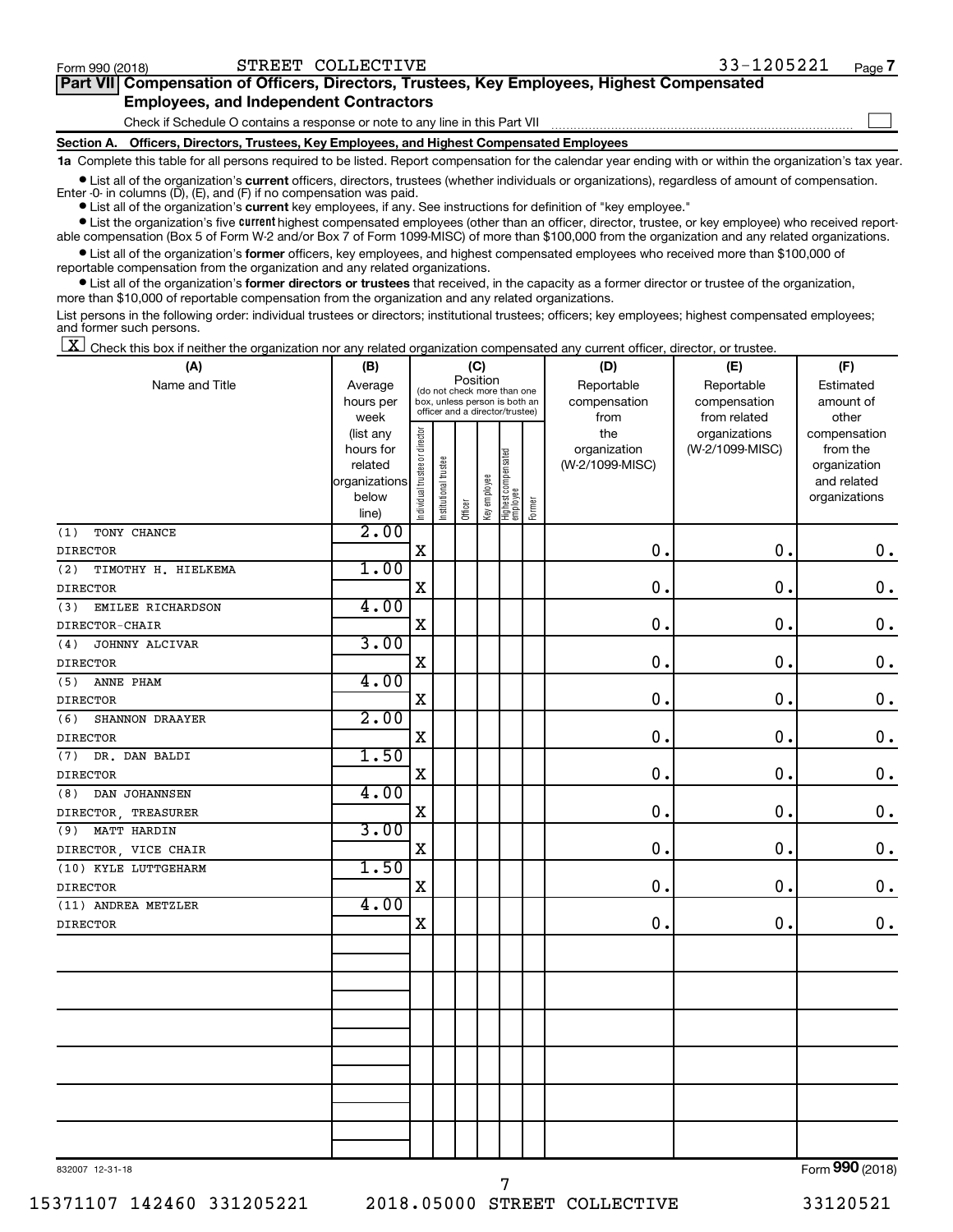Form 990 (2018) STREET COLLECTIVE 33-1205221 Page **7**

**Part VII Compensation of Officers, Directors, Trustees, Key Employees, Highest Compensated Employees, and Independent Contractors**

Check if Schedule O contains a response or note to any line in this Part VII ☐

**Section A. Officers, Directors, Trustees, Key Employees, and Highest Compensated Employees**

**1a** Complete this table for all persons required to be listed. Report compensation for the calendar year ending with or within the organization's tax year.

- List all of the organization's **current** officers, directors, trustees (whether individuals or organizations), regardless of amount of compensation. Enter -0- in columns (D), (E), and (F) if no compensation was paid.
- List all of the organization's **current** key employees, if any. See instructions for definition of "key employee."
- List the organization's five **current** highest compensated employees (other than an officer, director, trustee, or key employee) who received reportable compensation (Box 5 of Form W-2 and/or Box 7 of Form 1099-MISC) of more than $100,000 from the organization and any related organizations.
- List all of the organization's **former** officers, key employees, and highest compensated employees who received more than $100,000 of reportable compensation from the organization and any related organizations.
- List all of the organization's **former directors or trustees** that received, in the capacity as a former director or trustee of the organization, more than $10,000 of reportable compensation from the organization and any related organizations.

List persons in the following order: individual trustees or directors; institutional trustees; officers; key employees; highest compensated employees; and former such persons.

☒ Check this box if neither the organization nor any related organization compensated any current officer, director, or trustee.

| (A) Name and Title | (B) Average hours per week (list any hours for related organizations below line) | (C) Position: Individual trustee or director | Institutional trustee | Officer | Key employee | Highest compensated employee | Former | (D) Reportable compensation from the organization (W-2/1099-MISC) | (E) Reportable compensation from related organizations (W-2/1099-MISC) | (F) Estimated amount of other compensation from the organization and related organizations |
|---|---|---|---|---|---|---|---|---|---|---|
| (1) TONY CHANCE<br>DIRECTOR | 2.00 | X | | | | | | 0. | 0. | 0. |
| (2) TIMOTHY H. HIELKEMA<br>DIRECTOR | 1.00 | X | | | | | | 0. | 0. | 0. |
| (3) EMILEE RICHARDSON<br>DIRECTOR-CHAIR | 4.00 | X | | | | | | 0. | 0. | 0. |
| (4) JOHNNY ALCIVAR<br>DIRECTOR | 3.00 | X | | | | | | 0. | 0. | 0. |
| (5) ANNE PHAM<br>DIRECTOR | 4.00 | X | | | | | | 0. | 0. | 0. |
| (6) SHANNON DRAAYER<br>DIRECTOR | 2.00 | X | | | | | | 0. | 0. | 0. |
| (7) DR. DAN BALDI<br>DIRECTOR | 1.50 | X | | | | | | 0. | 0. | 0. |
| (8) DAN JOHANNSEN<br>DIRECTOR, TREASURER | 4.00 | X | | | | | | 0. | 0. | 0. |
| (9) MATT HARDIN<br>DIRECTOR, VICE CHAIR | 3.00 | X | | | | | | 0. | 0. | 0. |
| (10) KYLE LUTTGEHARM<br>DIRECTOR | 1.50 | X | | | | | | 0. | 0. | 0. |
| (11) ANDREA METZLER<br>DIRECTOR | 4.00 | X | | | | | | 0. | 0. | 0. |

832007 12-31-18 Form **990** (2018)

15371107 142460 331205221 2018.05000 STREET COLLECTIVE 33120521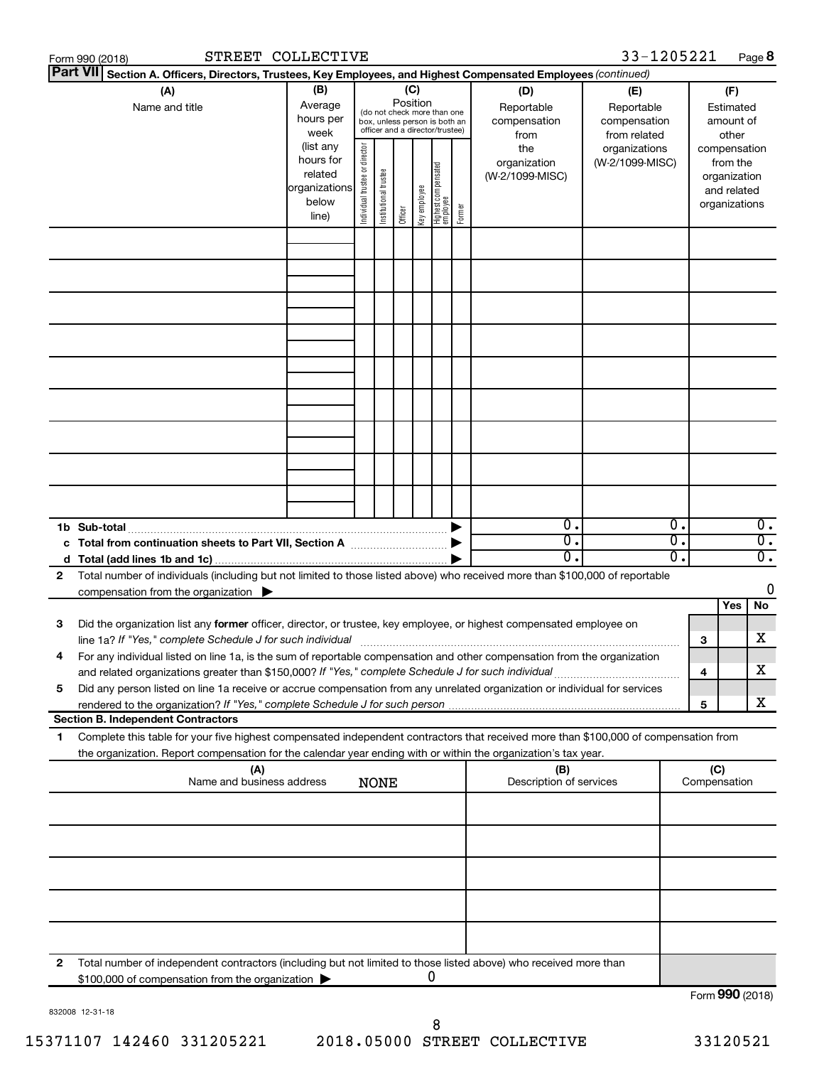Form 990 (2018) STREET COLLECTIVE 33-1205221 Page **8**

**Part VII** **Section A. Officers, Directors, Trustees, Key Employees, and Highest Compensated Employees** *(continued)*

| (A) Name and title | (B) Average hours per week (list any hours for related organizations below line) | (C) Position (do not check more than one box, unless person is both an officer and a director/trustee): Individual trustee or director | Institutional trustee | Officer | Key employee | Highest compensated employee | Former | (D) Reportable compensation from the organization (W-2/1099-MISC) | (E) Reportable compensation from related organizations (W-2/1099-MISC) | (F) Estimated amount of other compensation from the organization and related organizations |
|---|---|---|---|---|---|---|---|---|---|---|
| | | | | | | | | | | |
| | | | | | | | | | | |
| | | | | | | | | | | |
| | | | | | | | | | | |
| | | | | | | | | | | |
| | | | | | | | | | | |
| | | | | | | | | | | |
| | | | | | | | | | | |
| | | | | | | | | | | |
| **1b Sub-total** | | | | | | | ▶ | 0. | 0. | 0. |
| **c Total from continuation sheets to Part VII, Section A** | | | | | | | ▶ | 0. | 0. | 0. |
| **d Total (add lines 1b and 1c)** | | | | | | | ▶ | 0. | 0. | 0. |

**2** Total number of individuals (including but not limited to those listed above) who received more than $100,000 of reportable compensation from the organization ▶ 0

| | | | Yes | No |
|---|---|---|---|---|
| **3** | Did the organization list any **former** officer, director, or trustee, key employee, or highest compensated employee on line 1a? *If "Yes," complete Schedule J for such individual* | **3** | | X |
| **4** | For any individual listed on line 1a, is the sum of reportable compensation and other compensation from the organization and related organizations greater than $150,000? *If "Yes," complete Schedule J for such individual* | **4** | | X |
| **5** | Did any person listed on line 1a receive or accrue compensation from any unrelated organization or individual for services rendered to the organization? *If "Yes," complete Schedule J for such person* | **5** | | X |

**Section B. Independent Contractors**

**1** Complete this table for your five highest compensated independent contractors that received more than $100,000 of compensation from the organization. Report compensation for the calendar year ending with or within the organization's tax year.

| (A) Name and business address NONE | (B) Description of services | (C) Compensation |
|---|---|---|
| | | |
| | | |
| | | |
| | | |
| | | |

**2** Total number of independent contractors (including but not limited to those listed above) who received more than $100,000 of compensation from the organization ▶ 0

Form **990** (2018)

832008 12-31-18

15371107 142460 331205221 2018.05000 STREET COLLECTIVE 33120521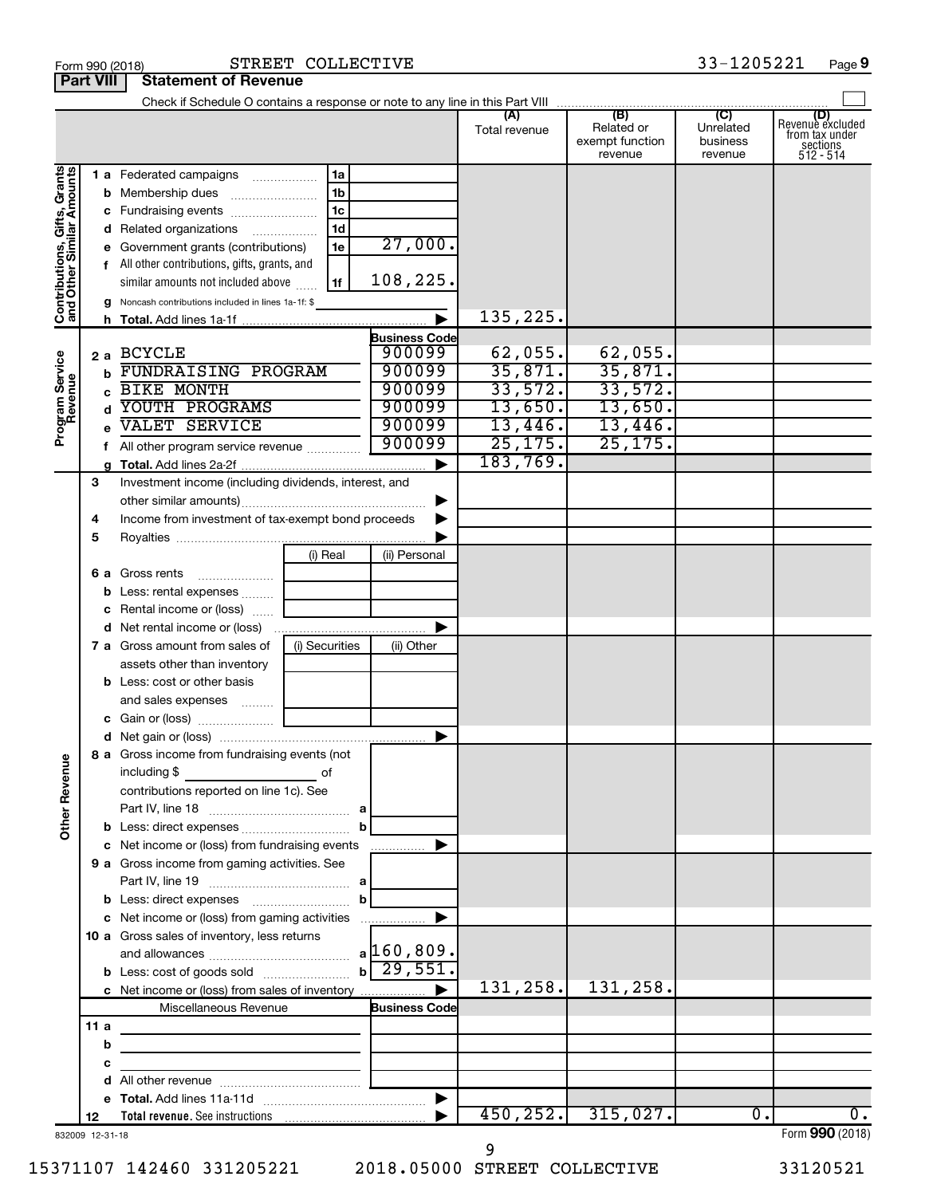Form 990 (2018) STREET COLLECTIVE 33-1205221 Page 9

**Part VIII Statement of Revenue**

Check if Schedule O contains a response or note to any line in this Part VIII

| | | | (A) Total revenue | (B) Related or exempt function revenue | (C) Unrelated business revenue | (D) Revenue excluded from tax under sections 512 - 514 |
|---|---|---|---|---|---|---|
| **Contributions, Gifts, Grants and Other Similar Amounts** | 1a Federated campaigns | 1a | | | | |
| | b Membership dues | 1b | | | | |
| | c Fundraising events | 1c | | | | |
| | d Related organizations | 1d | | | | |
| | e Government grants (contributions) | 1e 27,000. | | | | |
| | f All other contributions, gifts, grants, and similar amounts not included above | 1f 108,225. | | | | |
| | g Noncash contributions included in lines 1a-1f: $ | | | | | |
| | h **Total.** Add lines 1a-1f | | 135,225. | | | |
| **Program Service Revenue** | | **Business Code** | | | | |
| | 2a BCYCLE | 900099 | 62,055. | 62,055. | | |
| | b FUNDRAISING PROGRAM | 900099 | 35,871. | 35,871. | | |
| | c BIKE MONTH | 900099 | 33,572. | 33,572. | | |
| | d YOUTH PROGRAMS | 900099 | 13,650. | 13,650. | | |
| | e VALET SERVICE | 900099 | 13,446. | 13,446. | | |
| | f All other program service revenue | 900099 | 25,175. | 25,175. | | |
| | g **Total.** Add lines 2a-2f | | 183,769. | | | |
| | 3 Investment income (including dividends, interest, and other similar amounts) | | | | | |
| | 4 Income from investment of tax-exempt bond proceeds | | | | | |
| | 5 Royalties | | | | | |
| | 6a Gross rents — (i) Real / (ii) Personal | | | | | |
| | b Less: rental expenses | | | | | |
| | c Rental income or (loss) | | | | | |
| | d Net rental income or (loss) | | | | | |
| | 7a Gross amount from sales of assets other than inventory — (i) Securities / (ii) Other | | | | | |
| | b Less: cost or other basis and sales expenses | | | | | |
| | c Gain or (loss) | | | | | |
| | d Net gain or (loss) | | | | | |
| **Other Revenue** | 8a Gross income from fundraising events (not including $ of contributions reported on line 1c). See Part IV, line 18 | a | | | | |
| | b Less: direct expenses | b | | | | |
| | c Net income or (loss) from fundraising events | | | | | |
| | 9a Gross income from gaming activities. See Part IV, line 19 | a | | | | |
| | b Less: direct expenses | b | | | | |
| | c Net income or (loss) from gaming activities | | | | | |
| | 10a Gross sales of inventory, less returns and allowances | a 160,809. | | | | |
| | b Less: cost of goods sold | b 29,551. | | | | |
| | c Net income or (loss) from sales of inventory | | 131,258. | 131,258. | | |
| | Miscellaneous Revenue | **Business Code** | | | | |
| | 11a | | | | | |
| | b | | | | | |
| | c | | | | | |
| | d All other revenue | | | | | |
| | e **Total.** Add lines 11a-11d | | | | | |
| | 12 **Total revenue.** See instructions | | 450,252. | 315,027. | 0. | 0. |

832009 12-31-18 Form **990** (2018)

15371107 142460 331205221 2018.05000 STREET COLLECTIVE 33120521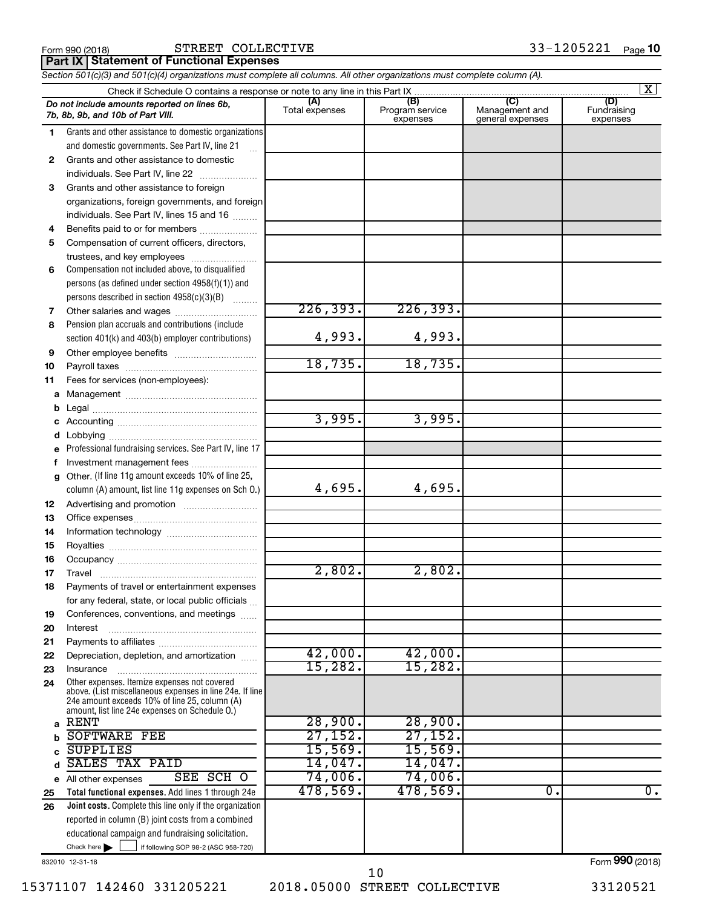Form 990 (2018) STREET COLLECTIVE 33-1205221 Page 10

## Part IX Statement of Functional Expenses

*Section 501(c)(3) and 501(c)(4) organizations must complete all columns. All other organizations must complete column (A).*

Check if Schedule O contains a response or note to any line in this Part IX [X]

| *Do not include amounts reported on lines 6b, 7b, 8b, 9b, and 10b of Part VIII.* | (A) Total expenses | (B) Program service expenses | (C) Management and general expenses | (D) Fundraising expenses |
|---|---|---|---|---|
| 1 Grants and other assistance to domestic organizations and domestic governments. See Part IV, line 21 | | | | |
| 2 Grants and other assistance to domestic individuals. See Part IV, line 22 | | | | |
| 3 Grants and other assistance to foreign organizations, foreign governments, and foreign individuals. See Part IV, lines 15 and 16 | | | | |
| 4 Benefits paid to or for members | | | | |
| 5 Compensation of current officers, directors, trustees, and key employees | | | | |
| 6 Compensation not included above, to disqualified persons (as defined under section 4958(f)(1)) and persons described in section 4958(c)(3)(B) | | | | |
| 7 Other salaries and wages | 226,393. | 226,393. | | |
| 8 Pension plan accruals and contributions (include section 401(k) and 403(b) employer contributions) | 4,993. | 4,993. | | |
| 9 Other employee benefits | | | | |
| 10 Payroll taxes | 18,735. | 18,735. | | |
| 11 Fees for services (non-employees): | | | | |
| a Management | | | | |
| b Legal | | | | |
| c Accounting | 3,995. | 3,995. | | |
| d Lobbying | | | | |
| e Professional fundraising services. See Part IV, line 17 | | | | |
| f Investment management fees | | | | |
| g Other. (If line 11g amount exceeds 10% of line 25, column (A) amount, list line 11g expenses on Sch O.) | 4,695. | 4,695. | | |
| 12 Advertising and promotion | | | | |
| 13 Office expenses | | | | |
| 14 Information technology | | | | |
| 15 Royalties | | | | |
| 16 Occupancy | | | | |
| 17 Travel | 2,802. | 2,802. | | |
| 18 Payments of travel or entertainment expenses for any federal, state, or local public officials | | | | |
| 19 Conferences, conventions, and meetings | | | | |
| 20 Interest | | | | |
| 21 Payments to affiliates | | | | |
| 22 Depreciation, depletion, and amortization | 42,000. | 42,000. | | |
| 23 Insurance | 15,282. | 15,282. | | |
| 24 Other expenses. Itemize expenses not covered above. (List miscellaneous expenses in line 24e. If line 24e amount exceeds 10% of line 25, column (A) amount, list line 24e expenses on Schedule O.) | | | | |
| a RENT | 28,900. | 28,900. | | |
| b SOFTWARE FEE | 27,152. | 27,152. | | |
| c SUPPLIES | 15,569. | 15,569. | | |
| d SALES TAX PAID | 14,047. | 14,047. | | |
| e All other expenses SEE SCH O | 74,006. | 74,006. | | |
| 25 **Total functional expenses.** Add lines 1 through 24e | 478,569. | 478,569. | 0. | 0. |
| 26 **Joint costs.** Complete this line only if the organization reported in column (B) joint costs from a combined educational campaign and fundraising solicitation. Check here [ ] if following SOP 98-2 (ASC 958-720) | | | | |

832010 12-31-18

Form **990** (2018)

15371107 142460 331205221 2018.05000 STREET COLLECTIVE 33120521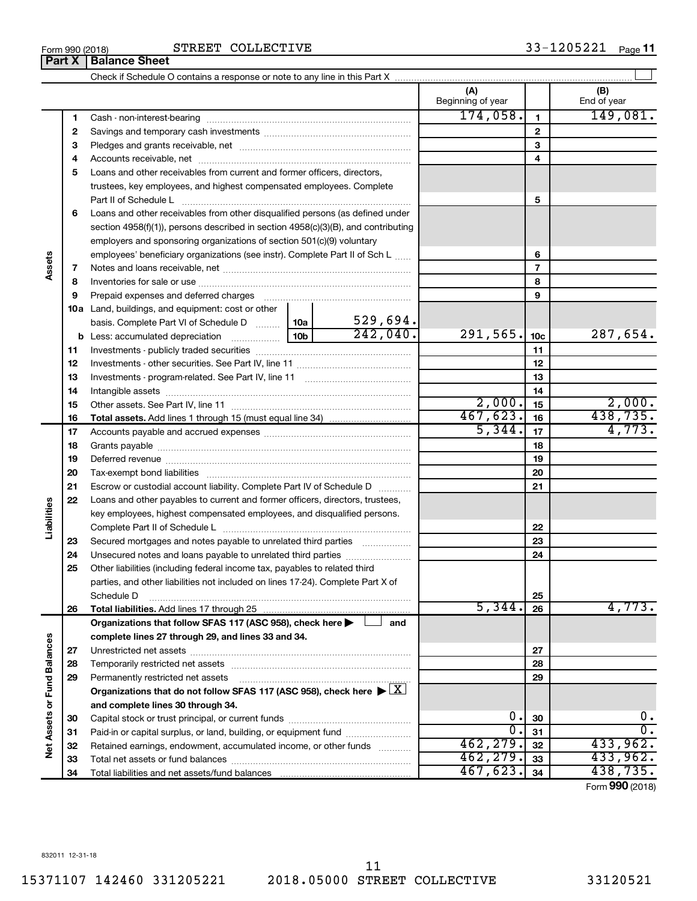Form 990 (2018) STREET COLLECTIVE 33-1205221 Page 11

## Part X | Balance Sheet

Check if Schedule O contains a response or note to any line in this Part X ☐

| | | | | (A) Beginning of year | | (B) End of year |
|---|---|---|---|---|---|---|
| **Assets** | 1 | Cash - non-interest-bearing | | 174,058. | 1 | 149,081. |
| | 2 | Savings and temporary cash investments | | | 2 | |
| | 3 | Pledges and grants receivable, net | | | 3 | |
| | 4 | Accounts receivable, net | | | 4 | |
| | 5 | Loans and other receivables from current and former officers, directors, trustees, key employees, and highest compensated employees. Complete Part II of Schedule L | | | 5 | |
| | 6 | Loans and other receivables from other disqualified persons (as defined under section 4958(f)(1)), persons described in section 4958(c)(3)(B), and contributing employers and sponsoring organizations of section 501(c)(9) voluntary employees' beneficiary organizations (see instr). Complete Part II of Sch L | | | 6 | |
| | 7 | Notes and loans receivable, net | | | 7 | |
| | 8 | Inventories for sale or use | | | 8 | |
| | 9 | Prepaid expenses and deferred charges | | | 9 | |
| | 10a | Land, buildings, and equipment: cost or other basis. Complete Part VI of Schedule D | 10a 529,694. | | | |
| | b | Less: accumulated depreciation | 10b 242,040. | 291,565. | 10c | 287,654. |
| | 11 | Investments - publicly traded securities | | | 11 | |
| | 12 | Investments - other securities. See Part IV, line 11 | | | 12 | |
| | 13 | Investments - program-related. See Part IV, line 11 | | | 13 | |
| | 14 | Intangible assets | | | 14 | |
| | 15 | Other assets. See Part IV, line 11 | | 2,000. | 15 | 2,000. |
| | 16 | **Total assets.** Add lines 1 through 15 (must equal line 34) | | 467,623. | 16 | 438,735. |
| **Liabilities** | 17 | Accounts payable and accrued expenses | | 5,344. | 17 | 4,773. |
| | 18 | Grants payable | | | 18 | |
| | 19 | Deferred revenue | | | 19 | |
| | 20 | Tax-exempt bond liabilities | | | 20 | |
| | 21 | Escrow or custodial account liability. Complete Part IV of Schedule D | | | 21 | |
| | 22 | Loans and other payables to current and former officers, directors, trustees, key employees, highest compensated employees, and disqualified persons. Complete Part II of Schedule L | | | 22 | |
| | 23 | Secured mortgages and notes payable to unrelated third parties | | | 23 | |
| | 24 | Unsecured notes and loans payable to unrelated third parties | | | 24 | |
| | 25 | Other liabilities (including federal income tax, payables to related third parties, and other liabilities not included on lines 17-24). Complete Part X of Schedule D | | | 25 | |
| | 26 | **Total liabilities.** Add lines 17 through 25 | | 5,344. | 26 | 4,773. |
| **Net Assets or Fund Balances** | | **Organizations that follow SFAS 117 (ASC 958), check here ☐ and complete lines 27 through 29, and lines 33 and 34.** | | | | |
| | 27 | Unrestricted net assets | | | 27 | |
| | 28 | Temporarily restricted net assets | | | 28 | |
| | 29 | Permanently restricted net assets | | | 29 | |
| | | **Organizations that do not follow SFAS 117 (ASC 958), check here ☒ and complete lines 30 through 34.** | | | | |
| | 30 | Capital stock or trust principal, or current funds | | 0. | 30 | 0. |
| | 31 | Paid-in or capital surplus, or land, building, or equipment fund | | 0. | 31 | 0. |
| | 32 | Retained earnings, endowment, accumulated income, or other funds | | 462,279. | 32 | 433,962. |
| | 33 | Total net assets or fund balances | | 462,279. | 33 | 433,962. |
| | 34 | Total liabilities and net assets/fund balances | | 467,623. | 34 | 438,735. |

Form **990** (2018)

832011 12-31-18

15371107 142460 331205221 2018.05000 STREET COLLECTIVE 33120521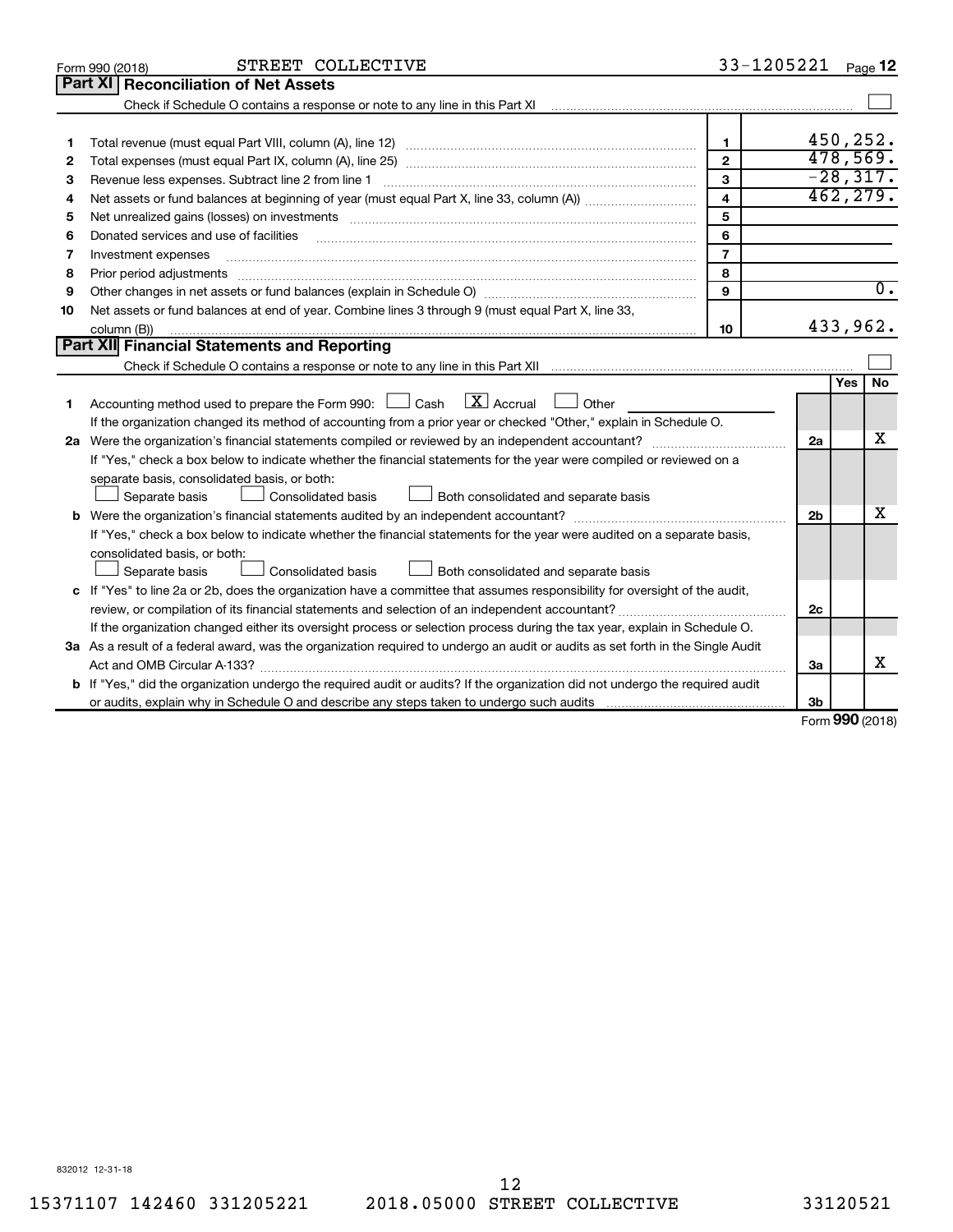Form 990 (2018) STREET COLLECTIVE 33-1205221 Page 12

## Part XI Reconciliation of Net Assets

Check if Schedule O contains a response or note to any line in this Part XI ☐

| | | | |
|---|---|---|---|
| 1 | Total revenue (must equal Part VIII, column (A), line 12) | 1 | 450,252. |
| 2 | Total expenses (must equal Part IX, column (A), line 25) | 2 | 478,569. |
| 3 | Revenue less expenses. Subtract line 2 from line 1 | 3 | -28,317. |
| 4 | Net assets or fund balances at beginning of year (must equal Part X, line 33, column (A)) | 4 | 462,279. |
| 5 | Net unrealized gains (losses) on investments | 5 | |
| 6 | Donated services and use of facilities | 6 | |
| 7 | Investment expenses | 7 | |
| 8 | Prior period adjustments | 8 | |
| 9 | Other changes in net assets or fund balances (explain in Schedule O) | 9 | 0. |
| 10 | Net assets or fund balances at end of year. Combine lines 3 through 9 (must equal Part X, line 33, column (B)) | 10 | 433,962. |

## Part XII Financial Statements and Reporting

Check if Schedule O contains a response or note to any line in this Part XII ☐

| | | | Yes | No |
|---|---|---|---|---|
| 1 | Accounting method used to prepare the Form 990: ☐ Cash ☒ Accrual ☐ Other<br>If the organization changed its method of accounting from a prior year or checked "Other," explain in Schedule O. | | | |
| 2a | Were the organization's financial statements compiled or reviewed by an independent accountant?<br>If "Yes," check a box below to indicate whether the financial statements for the year were compiled or reviewed on a separate basis, consolidated basis, or both:<br>☐ Separate basis ☐ Consolidated basis ☐ Both consolidated and separate basis | 2a | | X |
| b | Were the organization's financial statements audited by an independent accountant?<br>If "Yes," check a box below to indicate whether the financial statements for the year were audited on a separate basis, consolidated basis, or both:<br>☐ Separate basis ☐ Consolidated basis ☐ Both consolidated and separate basis | 2b | | X |
| c | If "Yes" to line 2a or 2b, does the organization have a committee that assumes responsibility for oversight of the audit, review, or compilation of its financial statements and selection of an independent accountant?<br>If the organization changed either its oversight process or selection process during the tax year, explain in Schedule O. | 2c | | |
| 3a | As a result of a federal award, was the organization required to undergo an audit or audits as set forth in the Single Audit Act and OMB Circular A-133? | 3a | | X |
| b | If "Yes," did the organization undergo the required audit or audits? If the organization did not undergo the required audit or audits, explain why in Schedule O and describe any steps taken to undergo such audits | 3b | | |

Form 990 (2018)

832012 12-31-18

15371107 142460 331205221 2018.05000 STREET COLLECTIVE 33120521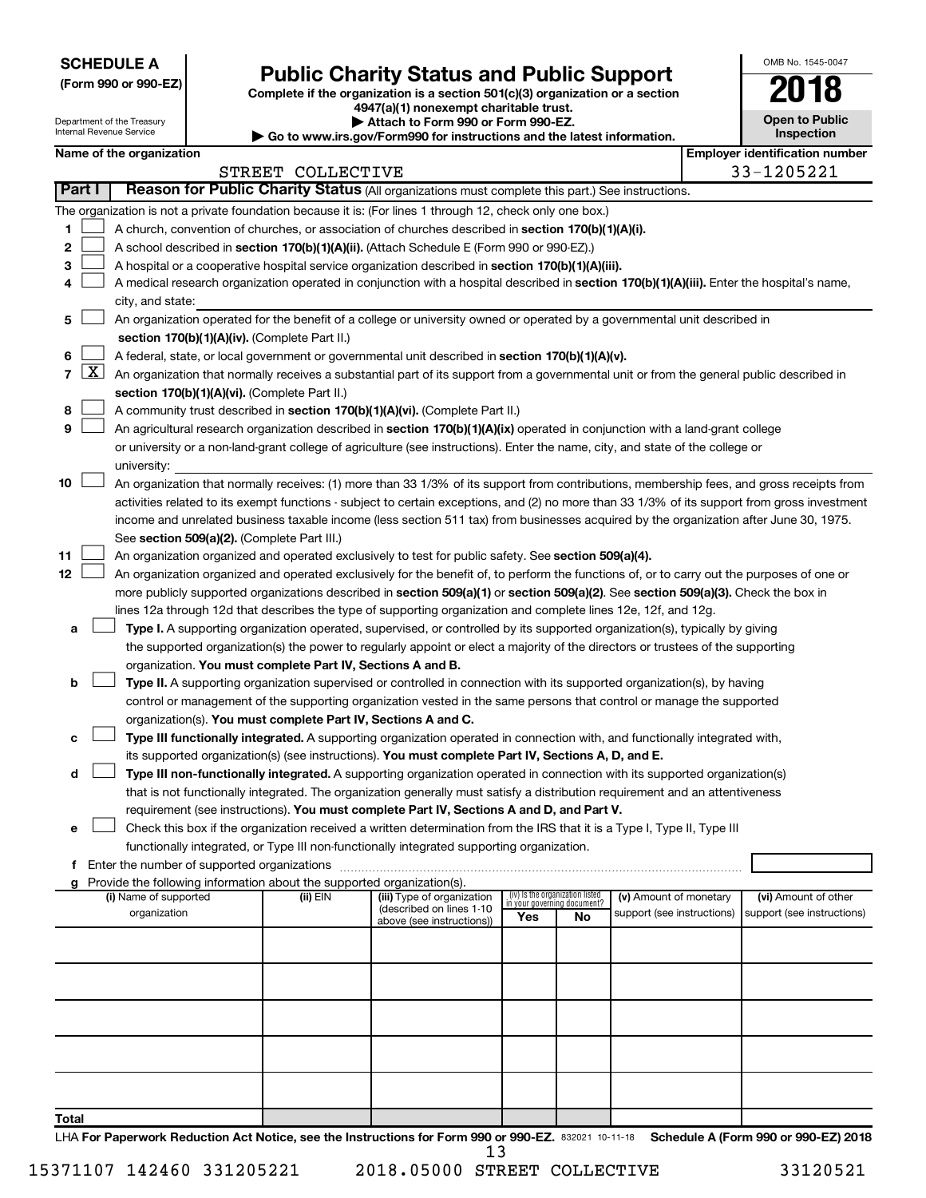**SCHEDULE A**
**(Form 990 or 990-EZ)**

Department of the Treasury
Internal Revenue Service

# Public Charity Status and Public Support

**Complete if the organization is a section 501(c)(3) organization or a section 4947(a)(1) nonexempt charitable trust.**
**▶ Attach to Form 990 or Form 990-EZ.**
**▶ Go to www.irs.gov/Form990 for instructions and the latest information.**

OMB No. 1545-0047
**2018**
**Open to Public Inspection**

**Name of the organization:** STREET COLLECTIVE
**Employer identification number:** 33-1205221

## Part I — Reason for Public Charity Status (All organizations must complete this part.) See instructions.

The organization is not a private foundation because it is: (For lines 1 through 12, check only one box.)

1. ☐ A church, convention of churches, or association of churches described in **section 170(b)(1)(A)(i).**
2. ☐ A school described in **section 170(b)(1)(A)(ii).** (Attach Schedule E (Form 990 or 990-EZ).)
3. ☐ A hospital or a cooperative hospital service organization described in **section 170(b)(1)(A)(iii).**
4. ☐ A medical research organization operated in conjunction with a hospital described in **section 170(b)(1)(A)(iii).** Enter the hospital's name, city, and state:
5. ☐ An organization operated for the benefit of a college or university owned or operated by a governmental unit described in **section 170(b)(1)(A)(iv).** (Complete Part II.)
6. ☐ A federal, state, or local government or governmental unit described in **section 170(b)(1)(A)(v).**
7. ☒ An organization that normally receives a substantial part of its support from a governmental unit or from the general public described in **section 170(b)(1)(A)(vi).** (Complete Part II.)
8. ☐ A community trust described in **section 170(b)(1)(A)(vi).** (Complete Part II.)
9. ☐ An agricultural research organization described in **section 170(b)(1)(A)(ix)** operated in conjunction with a land-grant college or university or a non-land-grant college of agriculture (see instructions). Enter the name, city, and state of the college or university:
10. ☐ An organization that normally receives: (1) more than 33 1/3% of its support from contributions, membership fees, and gross receipts from activities related to its exempt functions - subject to certain exceptions, and (2) no more than 33 1/3% of its support from gross investment income and unrelated business taxable income (less section 511 tax) from businesses acquired by the organization after June 30, 1975. See **section 509(a)(2).** (Complete Part III.)
11. ☐ An organization organized and operated exclusively to test for public safety. See **section 509(a)(4).**
12. ☐ An organization organized and operated exclusively for the benefit of, to perform the functions of, or to carry out the purposes of one or more publicly supported organizations described in **section 509(a)(1)** or **section 509(a)(2).** See **section 509(a)(3).** Check the box in lines 12a through 12d that describes the type of supporting organization and complete lines 12e, 12f, and 12g.
   - **a** ☐ **Type I.** A supporting organization operated, supervised, or controlled by its supported organization(s), typically by giving the supported organization(s) the power to regularly appoint or elect a majority of the directors or trustees of the supporting organization. **You must complete Part IV, Sections A and B.**
   - **b** ☐ **Type II.** A supporting organization supervised or controlled in connection with its supported organization(s), by having control or management of the supporting organization vested in the same persons that control or manage the supported organization(s). **You must complete Part IV, Sections A and C.**
   - **c** ☐ **Type III functionally integrated.** A supporting organization operated in connection with, and functionally integrated with, its supported organization(s) (see instructions). **You must complete Part IV, Sections A, D, and E.**
   - **d** ☐ **Type III non-functionally integrated.** A supporting organization operated in connection with its supported organization(s) that is not functionally integrated. The organization generally must satisfy a distribution requirement and an attentiveness requirement (see instructions). **You must complete Part IV, Sections A and D, and Part V.**
   - **e** ☐ Check this box if the organization received a written determination from the IRS that it is a Type I, Type II, Type III functionally integrated, or Type III non-functionally integrated supporting organization.
   - **f** Enter the number of supported organizations
   - **g** Provide the following information about the supported organization(s).

| (i) Name of supported organization | (ii) EIN | (iii) Type of organization (described on lines 1-10 above (see instructions)) | (iv) Is the organization listed in your governing document? Yes | No | (v) Amount of monetary support (see instructions) | (vi) Amount of other support (see instructions) |
|---|---|---|---|---|---|---|
| | | | | | | |
| | | | | | | |
| | | | | | | |
| | | | | | | |
| | | | | | | |
| **Total** | | | | | | |

LHA **For Paperwork Reduction Act Notice, see the Instructions for Form 990 or 990-EZ.** 832021 10-11-18 **Schedule A (Form 990 or 990-EZ) 2018**

15371107 142460 331205221 2018.05000 STREET COLLECTIVE 33120521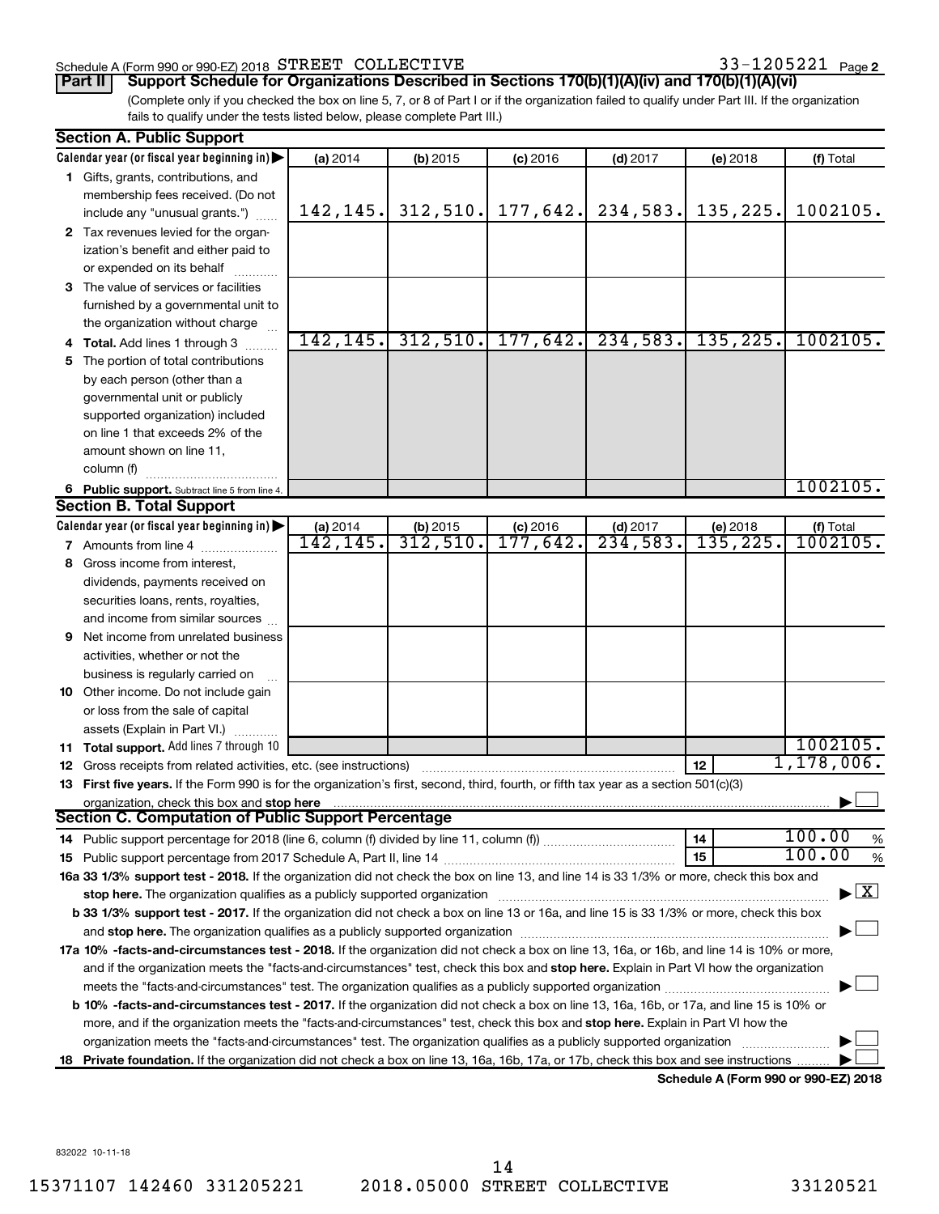Schedule A (Form 990 or 990-EZ) 2018 STREET COLLECTIVE 33-1205221 Page 2

**Part II | Support Schedule for Organizations Described in Sections 170(b)(1)(A)(iv) and 170(b)(1)(A)(vi)**

(Complete only if you checked the box on line 5, 7, or 8 of Part I or if the organization failed to qualify under Part III. If the organization fails to qualify under the tests listed below, please complete Part III.)

## Section A. Public Support

| Calendar year (or fiscal year beginning in) ▶ | (a) 2014 | (b) 2015 | (c) 2016 | (d) 2017 | (e) 2018 | (f) Total |
|---|---|---|---|---|---|---|
| **1** Gifts, grants, contributions, and membership fees received. (Do not include any "unusual grants.") | 142,145. | 312,510. | 177,642. | 234,583. | 135,225. | 1002105. |
| **2** Tax revenues levied for the organization's benefit and either paid to or expended on its behalf | | | | | | |
| **3** The value of services or facilities furnished by a governmental unit to the organization without charge | | | | | | |
| **4 Total.** Add lines 1 through 3 | 142,145. | 312,510. | 177,642. | 234,583. | 135,225. | 1002105. |
| **5** The portion of total contributions by each person (other than a governmental unit or publicly supported organization) included on line 1 that exceeds 2% of the amount shown on line 11, column (f) | | | | | | |
| **6 Public support.** Subtract line 5 from line 4. | | | | | | 1002105. |

## Section B. Total Support

| Calendar year (or fiscal year beginning in) ▶ | (a) 2014 | (b) 2015 | (c) 2016 | (d) 2017 | (e) 2018 | (f) Total |
|---|---|---|---|---|---|---|
| **7** Amounts from line 4 | 142,145. | 312,510. | 177,642. | 234,583. | 135,225. | 1002105. |
| **8** Gross income from interest, dividends, payments received on securities loans, rents, royalties, and income from similar sources | | | | | | |
| **9** Net income from unrelated business activities, whether or not the business is regularly carried on | | | | | | |
| **10** Other income. Do not include gain or loss from the sale of capital assets (Explain in Part VI.) | | | | | | |
| **11 Total support.** Add lines 7 through 10 | | | | | | 1002105. |

**12** Gross receipts from related activities, etc. (see instructions) | **12** | 1,178,006.

**13 First five years.** If the Form 990 is for the organization's first, second, third, fourth, or fifth tax year as a section 501(c)(3) organization, check this box and **stop here** ▶ ☐

## Section C. Computation of Public Support Percentage

**14** Public support percentage for 2018 (line 6, column (f) divided by line 11, column (f)) | **14** | 100.00 %

**15** Public support percentage from 2017 Schedule A, Part II, line 14 | **15** | 100.00 %

**16a 33 1/3% support test - 2018.** If the organization did not check the box on line 13, and line 14 is 33 1/3% or more, check this box and **stop here.** The organization qualifies as a publicly supported organization ▶ ☒

**b 33 1/3% support test - 2017.** If the organization did not check a box on line 13 or 16a, and line 15 is 33 1/3% or more, check this box and **stop here.** The organization qualifies as a publicly supported organization ▶ ☐

**17a 10% -facts-and-circumstances test - 2018.** If the organization did not check a box on line 13, 16a, or 16b, and line 14 is 10% or more, and if the organization meets the "facts-and-circumstances" test, check this box and **stop here.** Explain in Part VI how the organization meets the "facts-and-circumstances" test. The organization qualifies as a publicly supported organization ▶ ☐

**b 10% -facts-and-circumstances test - 2017.** If the organization did not check a box on line 13, 16a, 16b, or 17a, and line 15 is 10% or more, and if the organization meets the "facts-and-circumstances" test, check this box and **stop here.** Explain in Part VI how the organization meets the "facts-and-circumstances" test. The organization qualifies as a publicly supported organization ▶ ☐

**18 Private foundation.** If the organization did not check a box on line 13, 16a, 16b, 17a, or 17b, check this box and see instructions ▶ ☐

**Schedule A (Form 990 or 990-EZ) 2018**

832022 10-11-18

15371107 142460 331205221 2018.05000 STREET COLLECTIVE 33120521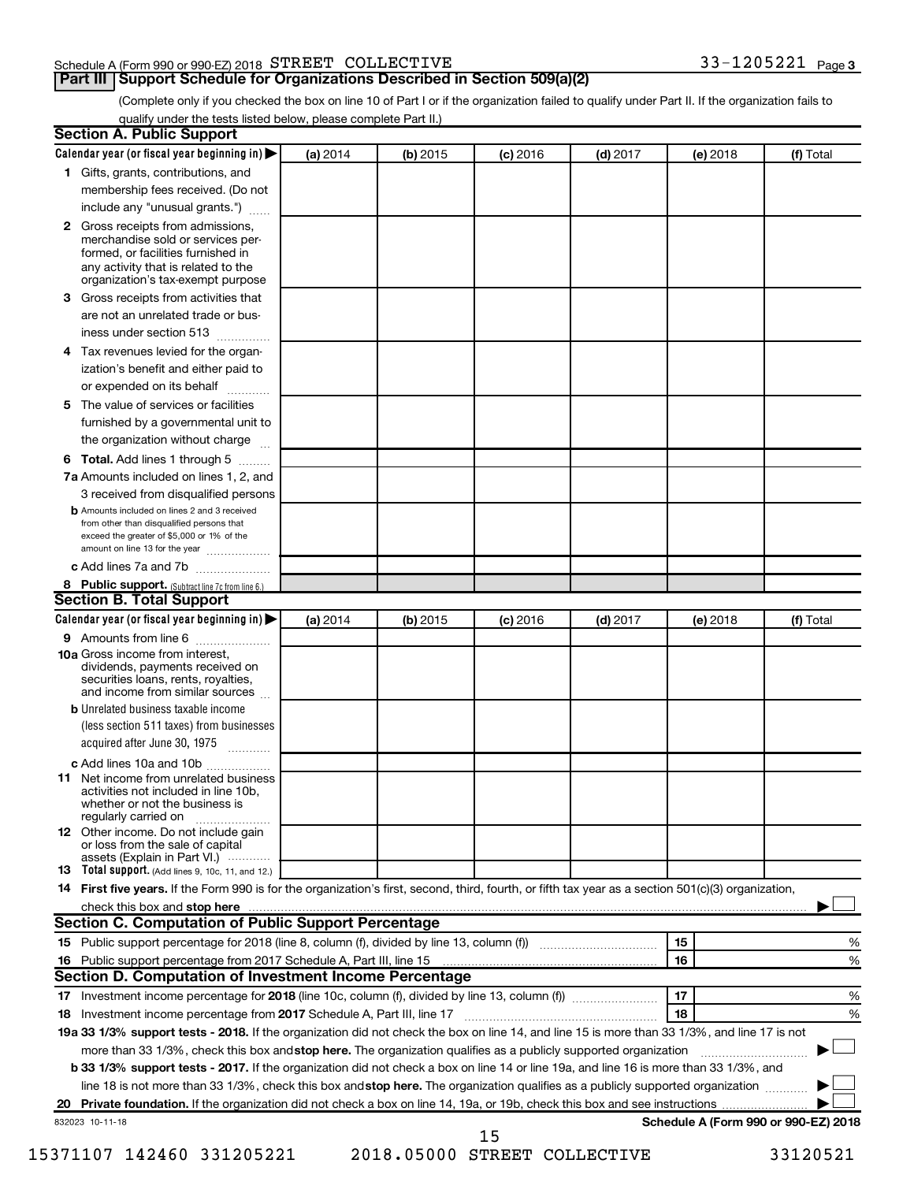Schedule A (Form 990 or 990-EZ) 2018 STREET COLLECTIVE 33-1205221 Page 3

## Part III Support Schedule for Organizations Described in Section 509(a)(2)

(Complete only if you checked the box on line 10 of Part I or if the organization failed to qualify under Part II. If the organization fails to qualify under the tests listed below, please complete Part II.)

### Section A. Public Support

| Calendar year (or fiscal year beginning in) | (a) 2014 | (b) 2015 | (c) 2016 | (d) 2017 | (e) 2018 | (f) Total |
|---|---|---|---|---|---|---|
| **1** Gifts, grants, contributions, and membership fees received. (Do not include any "unusual grants.") | | | | | | |
| **2** Gross receipts from admissions, merchandise sold or services performed, or facilities furnished in any activity that is related to the organization's tax-exempt purpose | | | | | | |
| **3** Gross receipts from activities that are not an unrelated trade or business under section 513 | | | | | | |
| **4** Tax revenues levied for the organization's benefit and either paid to or expended on its behalf | | | | | | |
| **5** The value of services or facilities furnished by a governmental unit to the organization without charge | | | | | | |
| **6 Total.** Add lines 1 through 5 | | | | | | |
| **7a** Amounts included on lines 1, 2, and 3 received from disqualified persons | | | | | | |
| **b** Amounts included on lines 2 and 3 received from other than disqualified persons that exceed the greater of $5,000 or 1% of the amount on line 13 for the year | | | | | | |
| **c** Add lines 7a and 7b | | | | | | |
| **8 Public support.** (Subtract line 7c from line 6.) | | | | | | |

### Section B. Total Support

| Calendar year (or fiscal year beginning in) | (a) 2014 | (b) 2015 | (c) 2016 | (d) 2017 | (e) 2018 | (f) Total |
|---|---|---|---|---|---|---|
| **9** Amounts from line 6 | | | | | | |
| **10a** Gross income from interest, dividends, payments received on securities loans, rents, royalties, and income from similar sources | | | | | | |
| **b** Unrelated business taxable income (less section 511 taxes) from businesses acquired after June 30, 1975 | | | | | | |
| **c** Add lines 10a and 10b | | | | | | |
| **11** Net income from unrelated business activities not included in line 10b, whether or not the business is regularly carried on | | | | | | |
| **12** Other income. Do not include gain or loss from the sale of capital assets (Explain in Part VI.) | | | | | | |
| **13 Total support.** (Add lines 9, 10c, 11, and 12.) | | | | | | |

**14 First five years.** If the Form 990 is for the organization's first, second, third, fourth, or fifth tax year as a section 501(c)(3) organization, check this box and **stop here** ☐

### Section C. Computation of Public Support Percentage

| | | | |
|---|---|---|---|
| **15** | Public support percentage for 2018 (line 8, column (f), divided by line 13, column (f)) | 15 | % |
| **16** | Public support percentage from 2017 Schedule A, Part III, line 15 | 16 | % |

### Section D. Computation of Investment Income Percentage

| | | | |
|---|---|---|---|
| **17** | Investment income percentage for **2018** (line 10c, column (f), divided by line 13, column (f)) | 17 | % |
| **18** | Investment income percentage from **2017** Schedule A, Part III, line 17 | 18 | % |

**19a 33 1/3% support tests - 2018.** If the organization did not check the box on line 14, and line 15 is more than 33 1/3%, and line 17 is not more than 33 1/3%, check this box and **stop here.** The organization qualifies as a publicly supported organization ☐

**b 33 1/3% support tests - 2017.** If the organization did not check a box on line 14 or line 19a, and line 16 is more than 33 1/3%, and line 18 is not more than 33 1/3%, check this box and **stop here.** The organization qualifies as a publicly supported organization ☐

**20 Private foundation.** If the organization did not check a box on line 14, 19a, or 19b, check this box and see instructions ☐

832023 10-11-18 **Schedule A (Form 990 or 990-EZ) 2018**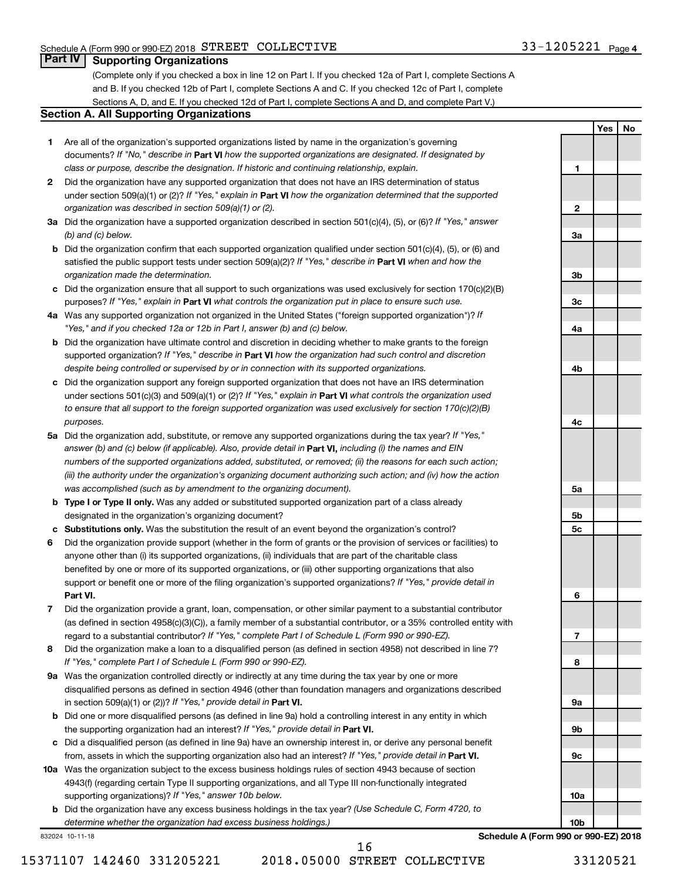## Part IV Supporting Organizations

(Complete only if you checked a box in line 12 on Part I. If you checked 12a of Part I, complete Sections A and B. If you checked 12b of Part I, complete Sections A and C. If you checked 12c of Part I, complete Sections A, D, and E. If you checked 12d of Part I, complete Sections A and D, and complete Part V.)

### Section A. All Supporting Organizations

| | | Line | Yes | No |
|---|---|---|---|---|
| **1** | Are all of the organization's supported organizations listed by name in the organization's governing documents? *If "No," describe in* **Part VI** *how the supported organizations are designated. If designated by class or purpose, describe the designation. If historic and continuing relationship, explain.* | 1 | | |
| **2** | Did the organization have any supported organization that does not have an IRS determination of status under section 509(a)(1) or (2)? *If "Yes," explain in* **Part VI** *how the organization determined that the supported organization was described in section 509(a)(1) or (2).* | 2 | | |
| **3a** | Did the organization have a supported organization described in section 501(c)(4), (5), or (6)? *If "Yes," answer (b) and (c) below.* | 3a | | |
| **b** | Did the organization confirm that each supported organization qualified under section 501(c)(4), (5), or (6) and satisfied the public support tests under section 509(a)(2)? *If "Yes," describe in* **Part VI** *when and how the organization made the determination.* | 3b | | |
| **c** | Did the organization ensure that all support to such organizations was used exclusively for section 170(c)(2)(B) purposes? *If "Yes," explain in* **Part VI** *what controls the organization put in place to ensure such use.* | 3c | | |
| **4a** | Was any supported organization not organized in the United States ("foreign supported organization")? *If "Yes," and if you checked 12a or 12b in Part I, answer (b) and (c) below.* | 4a | | |
| **b** | Did the organization have ultimate control and discretion in deciding whether to make grants to the foreign supported organization? *If "Yes," describe in* **Part VI** *how the organization had such control and discretion despite being controlled or supervised by or in connection with its supported organizations.* | 4b | | |
| **c** | Did the organization support any foreign supported organization that does not have an IRS determination under sections 501(c)(3) and 509(a)(1) or (2)? *If "Yes," explain in* **Part VI** *what controls the organization used to ensure that all support to the foreign supported organization was used exclusively for section 170(c)(2)(B) purposes.* | 4c | | |
| **5a** | Did the organization add, substitute, or remove any supported organizations during the tax year? *If "Yes," answer (b) and (c) below (if applicable). Also, provide detail in* **Part VI,** *including (i) the names and EIN numbers of the supported organizations added, substituted, or removed; (ii) the reasons for each such action; (iii) the authority under the organization's organizing document authorizing such action; and (iv) how the action was accomplished (such as by amendment to the organizing document).* | 5a | | |
| **b** | **Type I or Type II only.** Was any added or substituted supported organization part of a class already designated in the organization's organizing document? | 5b | | |
| **c** | **Substitutions only.** Was the substitution the result of an event beyond the organization's control? | 5c | | |
| **6** | Did the organization provide support (whether in the form of grants or the provision of services or facilities) to anyone other than (i) its supported organizations, (ii) individuals that are part of the charitable class benefited by one or more of its supported organizations, or (iii) other supporting organizations that also support or benefit one or more of the filing organization's supported organizations? *If "Yes," provide detail in* **Part VI.** | 6 | | |
| **7** | Did the organization provide a grant, loan, compensation, or other similar payment to a substantial contributor (as defined in section 4958(c)(3)(C)), a family member of a substantial contributor, or a 35% controlled entity with regard to a substantial contributor? *If "Yes," complete Part I of Schedule L (Form 990 or 990-EZ).* | 7 | | |
| **8** | Did the organization make a loan to a disqualified person (as defined in section 4958) not described in line 7? *If "Yes," complete Part I of Schedule L (Form 990 or 990-EZ).* | 8 | | |
| **9a** | Was the organization controlled directly or indirectly at any time during the tax year by one or more disqualified persons as defined in section 4946 (other than foundation managers and organizations described in section 509(a)(1) or (2))? *If "Yes," provide detail in* **Part VI.** | 9a | | |
| **b** | Did one or more disqualified persons (as defined in line 9a) hold a controlling interest in any entity in which the supporting organization had an interest? *If "Yes," provide detail in* **Part VI.** | 9b | | |
| **c** | Did a disqualified person (as defined in line 9a) have an ownership interest in, or derive any personal benefit from, assets in which the supporting organization also had an interest? *If "Yes," provide detail in* **Part VI.** | 9c | | |
| **10a** | Was the organization subject to the excess business holdings rules of section 4943 because of section 4943(f) (regarding certain Type II supporting organizations, and all Type III non-functionally integrated supporting organizations)? *If "Yes," answer 10b below.* | 10a | | |
| **b** | Did the organization have any excess business holdings in the tax year? *(Use Schedule C, Form 4720, to determine whether the organization had excess business holdings.)* | 10b | | |

**Schedule A (Form 990 or 990-EZ) 2018**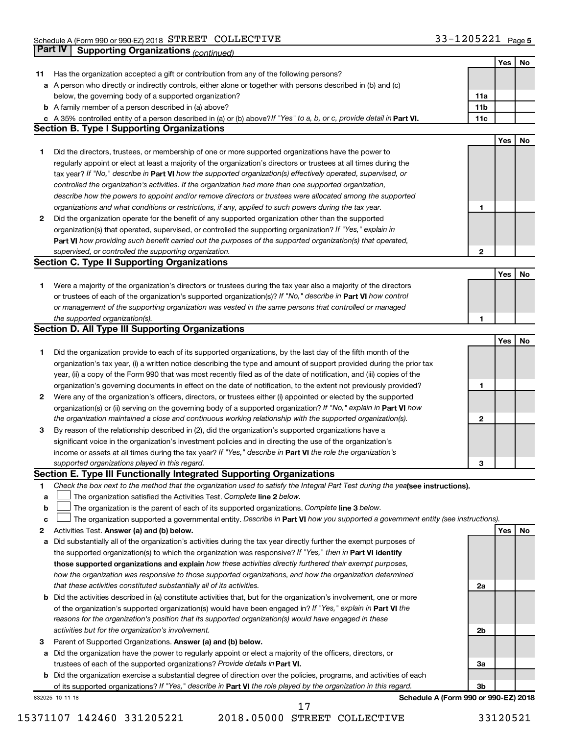## Part IV | Supporting Organizations *(continued)*

| | | | Yes | No |
|---|---|---|---|---|
| **11** | Has the organization accepted a gift or contribution from any of the following persons? | | | |
| **a** | A person who directly or indirectly controls, either alone or together with persons described in (b) and (c) below, the governing body of a supported organization? | 11a | | |
| **b** | A family member of a person described in (a) above? | 11b | | |
| **c** | A 35% controlled entity of a person described in (a) or (b) above? *If "Yes" to a, b, or c, provide detail in* **Part VI.** | 11c | | |

### Section B. Type I Supporting Organizations

| | | | Yes | No |
|---|---|---|---|---|
| **1** | Did the directors, trustees, or membership of one or more supported organizations have the power to regularly appoint or elect at least a majority of the organization's directors or trustees at all times during the tax year? *If "No," describe in* **Part VI** *how the supported organization(s) effectively operated, supervised, or controlled the organization's activities. If the organization had more than one supported organization, describe how the powers to appoint and/or remove directors or trustees were allocated among the supported organizations and what conditions or restrictions, if any, applied to such powers during the tax year.* | 1 | | |
| **2** | Did the organization operate for the benefit of any supported organization other than the supported organization(s) that operated, supervised, or controlled the supporting organization? *If "Yes," explain in* **Part VI** *how providing such benefit carried out the purposes of the supported organization(s) that operated, supervised, or controlled the supporting organization.* | 2 | | |

### Section C. Type II Supporting Organizations

| | | | Yes | No |
|---|---|---|---|---|
| **1** | Were a majority of the organization's directors or trustees during the tax year also a majority of the directors or trustees of each of the organization's supported organization(s)? *If "No," describe in* **Part VI** *how control or management of the supporting organization was vested in the same persons that controlled or managed the supported organization(s).* | 1 | | |

### Section D. All Type III Supporting Organizations

| | | | Yes | No |
|---|---|---|---|---|
| **1** | Did the organization provide to each of its supported organizations, by the last day of the fifth month of the organization's tax year, (i) a written notice describing the type and amount of support provided during the prior tax year, (ii) a copy of the Form 990 that was most recently filed as of the date of notification, and (iii) copies of the organization's governing documents in effect on the date of notification, to the extent not previously provided? | 1 | | |
| **2** | Were any of the organization's officers, directors, or trustees either (i) appointed or elected by the supported organization(s) or (ii) serving on the governing body of a supported organization? *If "No," explain in* **Part VI** *how the organization maintained a close and continuous working relationship with the supported organization(s).* | 2 | | |
| **3** | By reason of the relationship described in (2), did the organization's supported organizations have a significant voice in the organization's investment policies and in directing the use of the organization's income or assets at all times during the tax year? *If "Yes," describe in* **Part VI** *the role the organization's supported organizations played in this regard.* | 3 | | |

### Section E. Type III Functionally Integrated Supporting Organizations

**1** *Check the box next to the method that the organization used to satisfy the Integral Part Test during the year* **(see instructions).**

- **a** ☐ The organization satisfied the Activities Test. *Complete* **line 2** *below.*
- **b** ☐ The organization is the parent of each of its supported organizations. *Complete* **line 3** *below.*
- **c** ☐ The organization supported a governmental entity. *Describe in* **Part VI** *how you supported a government entity (see instructions).*

| | | | Yes | No |
|---|---|---|---|---|
| **2** | Activities Test. **Answer (a) and (b) below.** | | | |
| **a** | Did substantially all of the organization's activities during the tax year directly further the exempt purposes of the supported organization(s) to which the organization was responsive? *If "Yes," then in* **Part VI identify those supported organizations and explain** *how these activities directly furthered their exempt purposes, how the organization was responsive to those supported organizations, and how the organization determined that these activities constituted substantially all of its activities.* | 2a | | |
| **b** | Did the activities described in (a) constitute activities that, but for the organization's involvement, one or more of the organization's supported organization(s) would have been engaged in? *If "Yes," explain in* **Part VI** *the reasons for the organization's position that its supported organization(s) would have engaged in these activities but for the organization's involvement.* | 2b | | |
| **3** | Parent of Supported Organizations. **Answer (a) and (b) below.** | | | |
| **a** | Did the organization have the power to regularly appoint or elect a majority of the officers, directors, or trustees of each of the supported organizations? *Provide details in* **Part VI.** | 3a | | |
| **b** | Did the organization exercise a substantial degree of direction over the policies, programs, and activities of each of its supported organizations? *If "Yes," describe in* **Part VI** *the role played by the organization in this regard.* | 3b | | |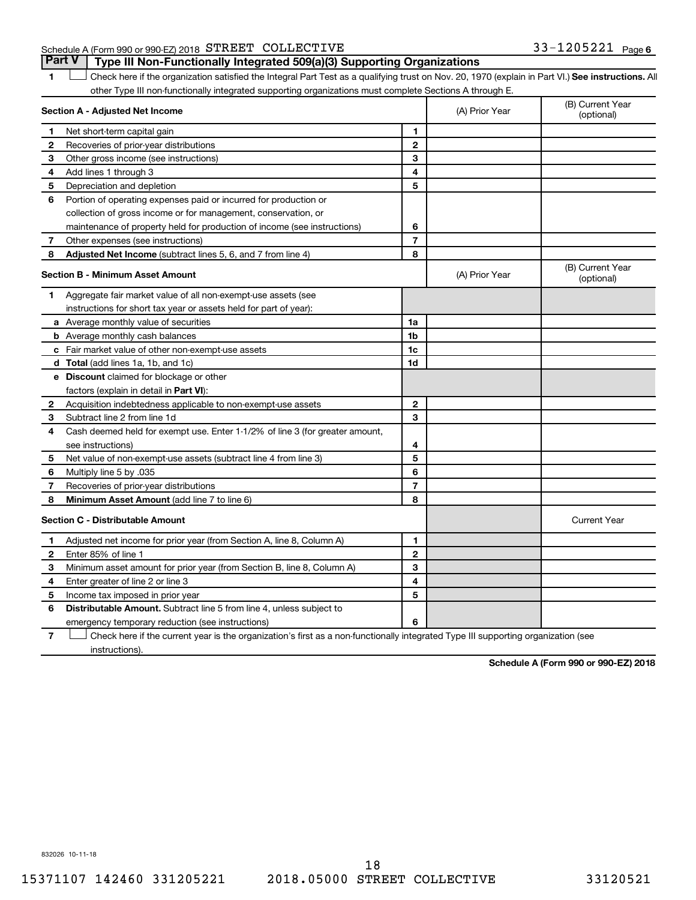Schedule A (Form 990 or 990-EZ) 2018 STREET COLLECTIVE 33-1205221 Page 6

## Part V Type III Non-Functionally Integrated 509(a)(3) Supporting Organizations

1 ☐ Check here if the organization satisfied the Integral Part Test as a qualifying trust on Nov. 20, 1970 (explain in Part VI.) **See instructions.** All other Type III non-functionally integrated supporting organizations must complete Sections A through E.

| **Section A - Adjusted Net Income** | | | (A) Prior Year | (B) Current Year (optional) |
|---|---|---|---|---|
| 1 | Net short-term capital gain | 1 | | |
| 2 | Recoveries of prior-year distributions | 2 | | |
| 3 | Other gross income (see instructions) | 3 | | |
| 4 | Add lines 1 through 3 | 4 | | |
| 5 | Depreciation and depletion | 5 | | |
| 6 | Portion of operating expenses paid or incurred for production or collection of gross income or for management, conservation, or maintenance of property held for production of income (see instructions) | 6 | | |
| 7 | Other expenses (see instructions) | 7 | | |
| 8 | **Adjusted Net Income** (subtract lines 5, 6, and 7 from line 4) | 8 | | |

| **Section B - Minimum Asset Amount** | | | (A) Prior Year | (B) Current Year (optional) |
|---|---|---|---|---|
| 1 | Aggregate fair market value of all non-exempt-use assets (see instructions for short tax year or assets held for part of year): | | | |
| a | Average monthly value of securities | 1a | | |
| b | Average monthly cash balances | 1b | | |
| c | Fair market value of other non-exempt-use assets | 1c | | |
| d | **Total** (add lines 1a, 1b, and 1c) | 1d | | |
| e | **Discount** claimed for blockage or other factors (explain in detail in **Part VI**): | | | |
| 2 | Acquisition indebtedness applicable to non-exempt-use assets | 2 | | |
| 3 | Subtract line 2 from line 1d | 3 | | |
| 4 | Cash deemed held for exempt use. Enter 1-1/2% of line 3 (for greater amount, see instructions) | 4 | | |
| 5 | Net value of non-exempt-use assets (subtract line 4 from line 3) | 5 | | |
| 6 | Multiply line 5 by .035 | 6 | | |
| 7 | Recoveries of prior-year distributions | 7 | | |
| 8 | **Minimum Asset Amount** (add line 7 to line 6) | 8 | | |

| **Section C - Distributable Amount** | | | | Current Year |
|---|---|---|---|---|
| 1 | Adjusted net income for prior year (from Section A, line 8, Column A) | 1 | | |
| 2 | Enter 85% of line 1 | 2 | | |
| 3 | Minimum asset amount for prior year (from Section B, line 8, Column A) | 3 | | |
| 4 | Enter greater of line 2 or line 3 | 4 | | |
| 5 | Income tax imposed in prior year | 5 | | |
| 6 | **Distributable Amount.** Subtract line 5 from line 4, unless subject to emergency temporary reduction (see instructions) | 6 | | |

7 ☐ Check here if the current year is the organization's first as a non-functionally integrated Type III supporting organization (see instructions).

**Schedule A (Form 990 or 990-EZ) 2018**

832026 10-11-18

15371107 142460 331205221 2018.05000 STREET COLLECTIVE 33120521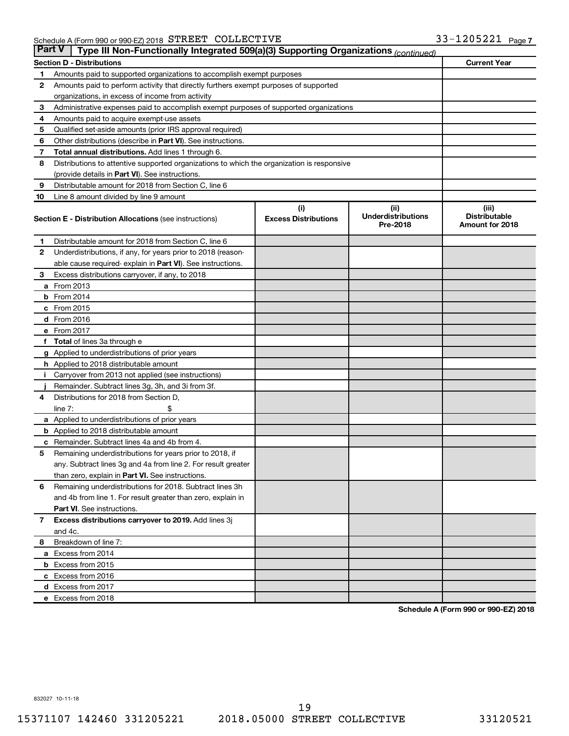Schedule A (Form 990 or 990-EZ) 2018 STREET COLLECTIVE 33-1205221 Page 7

## Part V | Type III Non-Functionally Integrated 509(a)(3) Supporting Organizations *(continued)*

| Section D - Distributions | | Current Year |
|---|---|---|
| 1 | Amounts paid to supported organizations to accomplish exempt purposes | |
| 2 | Amounts paid to perform activity that directly furthers exempt purposes of supported organizations, in excess of income from activity | |
| 3 | Administrative expenses paid to accomplish exempt purposes of supported organizations | |
| 4 | Amounts paid to acquire exempt-use assets | |
| 5 | Qualified set-aside amounts (prior IRS approval required) | |
| 6 | Other distributions (describe in **Part VI**). See instructions. | |
| 7 | **Total annual distributions.** Add lines 1 through 6. | |
| 8 | Distributions to attentive supported organizations to which the organization is responsive (provide details in **Part VI**). See instructions. | |
| 9 | Distributable amount for 2018 from Section C, line 6 | |
| 10 | Line 8 amount divided by line 9 amount | |

| | **Section E - Distribution Allocations** (see instructions) | (i) Excess Distributions | (ii) Underdistributions Pre-2018 | (iii) Distributable Amount for 2018 |
|---|---|---|---|---|
| 1 | Distributable amount for 2018 from Section C, line 6 | | | |
| 2 | Underdistributions, if any, for years prior to 2018 (reasonable cause required- explain in **Part VI**). See instructions. | | | |
| 3 | Excess distributions carryover, if any, to 2018 | | | |
| a | From 2013 | | | |
| b | From 2014 | | | |
| c | From 2015 | | | |
| d | From 2016 | | | |
| e | From 2017 | | | |
| f | **Total** of lines 3a through e | | | |
| g | Applied to underdistributions of prior years | | | |
| h | Applied to 2018 distributable amount | | | |
| i | Carryover from 2013 not applied (see instructions) | | | |
| j | Remainder. Subtract lines 3g, 3h, and 3i from 3f. | | | |
| 4 | Distributions for 2018 from Section D, line 7: $ | | | |
| a | Applied to underdistributions of prior years | | | |
| b | Applied to 2018 distributable amount | | | |
| c | Remainder. Subtract lines 4a and 4b from 4. | | | |
| 5 | Remaining underdistributions for years prior to 2018, if any. Subtract lines 3g and 4a from line 2. For result greater than zero, explain in **Part VI.** See instructions. | | | |
| 6 | Remaining underdistributions for 2018. Subtract lines 3h and 4b from line 1. For result greater than zero, explain in **Part VI**. See instructions. | | | |
| 7 | **Excess distributions carryover to 2019.** Add lines 3j and 4c. | | | |
| 8 | Breakdown of line 7: | | | |
| a | Excess from 2014 | | | |
| b | Excess from 2015 | | | |
| c | Excess from 2016 | | | |
| d | Excess from 2017 | | | |
| e | Excess from 2018 | | | |

**Schedule A (Form 990 or 990-EZ) 2018**

832027 10-11-18

15371107 142460 331205221 2018.05000 STREET COLLECTIVE 33120521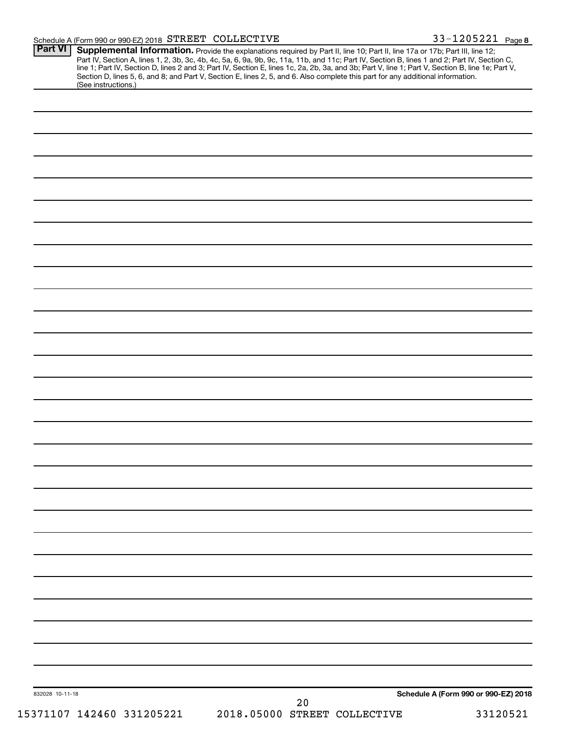Schedule A (Form 990 or 990-EZ) 2018 STREET COLLECTIVE 33-1205221 Page 8

**Part VI** **Supplemental Information.** Provide the explanations required by Part II, line 10; Part II, line 17a or 17b; Part III, line 12; Part IV, Section A, lines 1, 2, 3b, 3c, 4b, 4c, 5a, 6, 9a, 9b, 9c, 11a, 11b, and 11c; Part IV, Section B, lines 1 and 2; Part IV, Section C, line 1; Part IV, Section D, lines 2 and 3; Part IV, Section E, lines 1c, 2a, 2b, 3a, and 3b; Part V, line 1; Part V, Section B, line 1e; Part V, Section D, lines 5, 6, and 8; and Part V, Section E, lines 2, 5, and 6. Also complete this part for any additional information. (See instructions.)

832028 10-11-18

**Schedule A (Form 990 or 990-EZ) 2018**

15371107 142460 331205221 2018.05000 STREET COLLECTIVE 33120521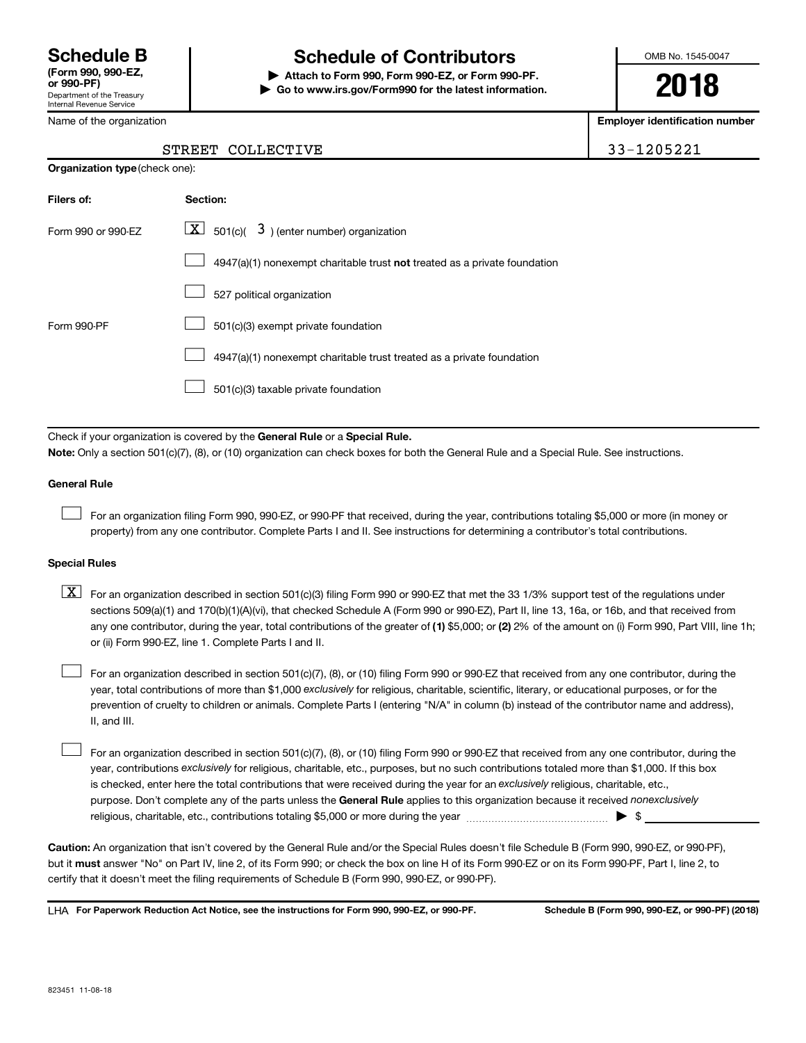# Schedule B

**(Form 990, 990-EZ, or 990-PF)**
Department of the Treasury
Internal Revenue Service

## Schedule of Contributors

▶ **Attach to Form 990, Form 990-EZ, or Form 990-PF.**
▶ **Go to www.irs.gov/Form990 for the latest information.**

OMB No. 1545-0047

**2018**

Name of the organization: STREET COLLECTIVE

**Employer identification number**: 33-1205221

**Organization type** (check one):

| Filers of: | Section: |
|---|---|
| Form 990 or 990-EZ | [X] 501(c)( 3 ) (enter number) organization |
| | [ ] 4947(a)(1) nonexempt charitable trust **not** treated as a private foundation |
| | [ ] 527 political organization |
| Form 990-PF | [ ] 501(c)(3) exempt private foundation |
| | [ ] 4947(a)(1) nonexempt charitable trust treated as a private foundation |
| | [ ] 501(c)(3) taxable private foundation |

Check if your organization is covered by the **General Rule** or a **Special Rule.**

**Note:** Only a section 501(c)(7), (8), or (10) organization can check boxes for both the General Rule and a Special Rule. See instructions.

**General Rule**

[ ] For an organization filing Form 990, 990-EZ, or 990-PF that received, during the year, contributions totaling $5,000 or more (in money or property) from any one contributor. Complete Parts I and II. See instructions for determining a contributor's total contributions.

**Special Rules**

[X] For an organization described in section 501(c)(3) filing Form 990 or 990-EZ that met the 33 1/3% support test of the regulations under sections 509(a)(1) and 170(b)(1)(A)(vi), that checked Schedule A (Form 990 or 990-EZ), Part II, line 13, 16a, or 16b, and that received from any one contributor, during the year, total contributions of the greater of **(1)** $5,000; or **(2)** 2% of the amount on (i) Form 990, Part VIII, line 1h; or (ii) Form 990-EZ, line 1. Complete Parts I and II.

[ ] For an organization described in section 501(c)(7), (8), or (10) filing Form 990 or 990-EZ that received from any one contributor, during the year, total contributions of more than $1,000 *exclusively* for religious, charitable, scientific, literary, or educational purposes, or for the prevention of cruelty to children or animals. Complete Parts I (entering "N/A" in column (b) instead of the contributor name and address), II, and III.

[ ] For an organization described in section 501(c)(7), (8), or (10) filing Form 990 or 990-EZ that received from any one contributor, during the year, contributions *exclusively* for religious, charitable, etc., purposes, but no such contributions totaled more than $1,000. If this box is checked, enter here the total contributions that were received during the year for an *exclusively* religious, charitable, etc., purpose. Don't complete any of the parts unless the **General Rule** applies to this organization because it received *nonexclusively* religious, charitable, etc., contributions totaling $5,000 or more during the year ▶ $ ______

**Caution:** An organization that isn't covered by the General Rule and/or the Special Rules doesn't file Schedule B (Form 990, 990-EZ, or 990-PF), but it **must** answer "No" on Part IV, line 2, of its Form 990; or check the box on line H of its Form 990-EZ or on its Form 990-PF, Part I, line 2, to certify that it doesn't meet the filing requirements of Schedule B (Form 990, 990-EZ, or 990-PF).

LHA **For Paperwork Reduction Act Notice, see the instructions for Form 990, 990-EZ, or 990-PF.** **Schedule B (Form 990, 990-EZ, or 990-PF) (2018)**

823451 11-08-18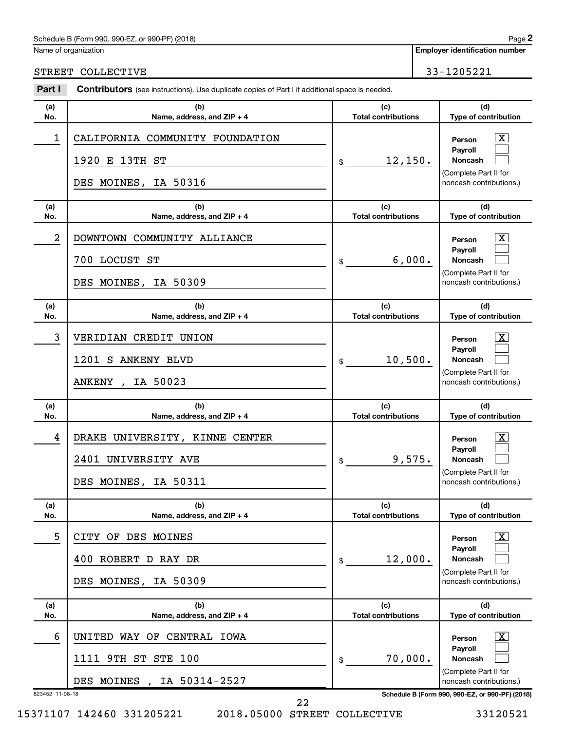Schedule B (Form 990, 990-EZ, or 990-PF) (2018) Page **2**

Name of organization: STREET COLLECTIVE

**Employer identification number**: 33-1205221

**Part I** **Contributors** (see instructions). Use duplicate copies of Part I if additional space is needed.

| (a) No. | (b) Name, address, and ZIP + 4 | (c) Total contributions | (d) Type of contribution |
|---|---|---|---|
| 1 | CALIFORNIA COMMUNITY FOUNDATION<br>1920 E 13TH ST<br>DES MOINES, IA 50316 | $ 12,150. | Person [X]<br>Payroll [ ]<br>Noncash [ ]<br>(Complete Part II for noncash contributions.) |
| 2 | DOWNTOWN COMMUNITY ALLIANCE<br>700 LOCUST ST<br>DES MOINES, IA 50309 | $ 6,000. | Person [X]<br>Payroll [ ]<br>Noncash [ ]<br>(Complete Part II for noncash contributions.) |
| 3 | VERIDIAN CREDIT UNION<br>1201 S ANKENY BLVD<br>ANKENY , IA 50023 | $ 10,500. | Person [X]<br>Payroll [ ]<br>Noncash [ ]<br>(Complete Part II for noncash contributions.) |
| 4 | DRAKE UNIVERSITY, KINNE CENTER<br>2401 UNIVERSITY AVE<br>DES MOINES, IA 50311 | $ 9,575. | Person [X]<br>Payroll [ ]<br>Noncash [ ]<br>(Complete Part II for noncash contributions.) |
| 5 | CITY OF DES MOINES<br>400 ROBERT D RAY DR<br>DES MOINES, IA 50309 | $ 12,000. | Person [X]<br>Payroll [ ]<br>Noncash [ ]<br>(Complete Part II for noncash contributions.) |
| 6 | UNITED WAY OF CENTRAL IOWA<br>1111 9TH ST STE 100<br>DES MOINES , IA 50314-2527 | $ 70,000. | Person [X]<br>Payroll [ ]<br>Noncash [ ]<br>(Complete Part II for noncash contributions.) |

823452 11-08-18 **Schedule B (Form 990, 990-EZ, or 990-PF) (2018)**

15371107 142460 331205221 2018.05000 STREET COLLECTIVE 33120521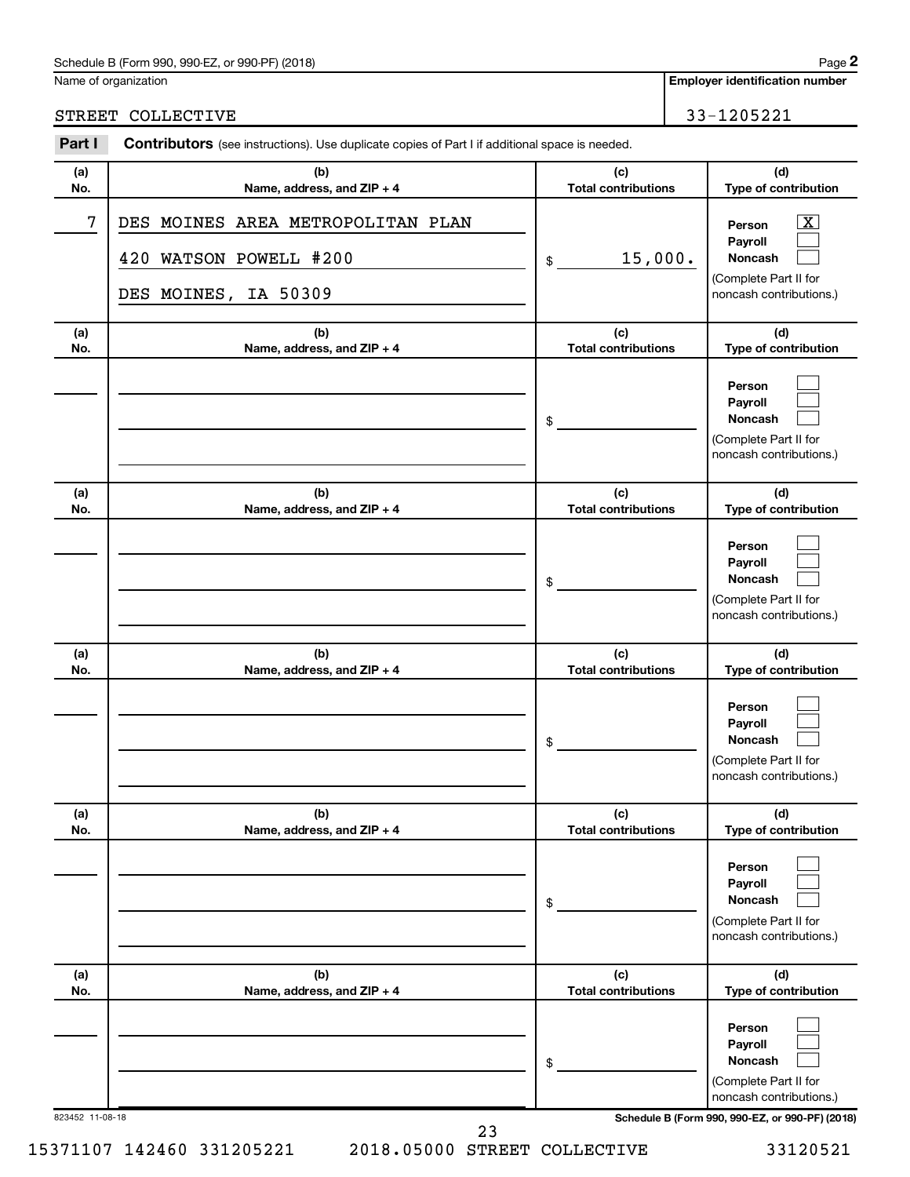Schedule B (Form 990, 990-EZ, or 990-PF) (2018)

Name of organization: STREET COLLECTIVE

Employer identification number: 33-1205221

## Part I Contributors (see instructions). Use duplicate copies of Part I if additional space is needed.

| (a) No. | (b) Name, address, and ZIP + 4 | (c) Total contributions | (d) Type of contribution |
|---|---|---|---|
| 7 | DES MOINES AREA METROPOLITAN PLAN<br>420 WATSON POWELL #200<br>DES MOINES, IA 50309 | $ 15,000. | Person [X]<br>Payroll [ ]<br>Noncash [ ]<br>(Complete Part II for noncash contributions.) |
| | | $ | Person [ ]<br>Payroll [ ]<br>Noncash [ ]<br>(Complete Part II for noncash contributions.) |
| | | $ | Person [ ]<br>Payroll [ ]<br>Noncash [ ]<br>(Complete Part II for noncash contributions.) |
| | | $ | Person [ ]<br>Payroll [ ]<br>Noncash [ ]<br>(Complete Part II for noncash contributions.) |
| | | $ | Person [ ]<br>Payroll [ ]<br>Noncash [ ]<br>(Complete Part II for noncash contributions.) |
| | | $ | Person [ ]<br>Payroll [ ]<br>Noncash [ ]<br>(Complete Part II for noncash contributions.) |

823452 11-08-18

Schedule B (Form 990, 990-EZ, or 990-PF) (2018)

15371107 142460 331205221 2018.05000 STREET COLLECTIVE 33120521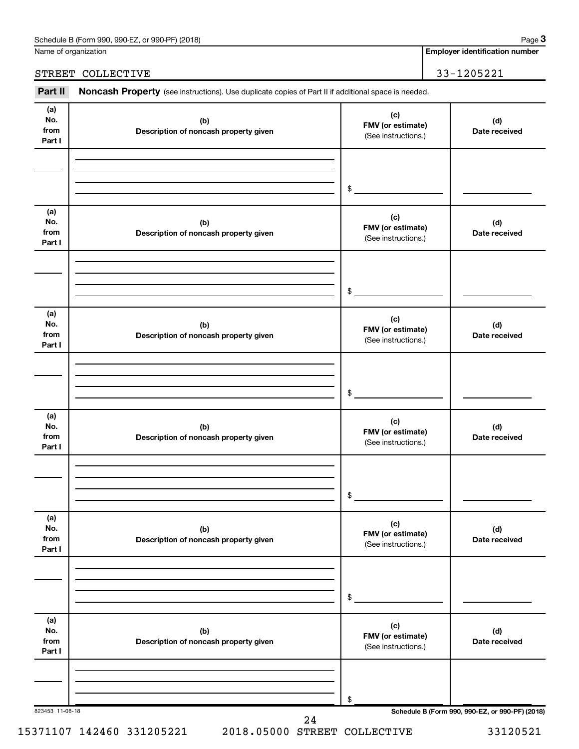Schedule B (Form 990, 990-EZ, or 990-PF) (2018) Page **3**

Name of organization: STREET COLLECTIVE

**Employer identification number**: 33-1205221

**Part II** **Noncash Property** (see instructions). Use duplicate copies of Part II if additional space is needed.

| (a) No. from Part I | (b) Description of noncash property given | (c) FMV (or estimate) (See instructions.) | (d) Date received |
|---|---|---|---|
| | | $ | |

| (a) No. from Part I | (b) Description of noncash property given | (c) FMV (or estimate) (See instructions.) | (d) Date received |
|---|---|---|---|
| | | $ | |

| (a) No. from Part I | (b) Description of noncash property given | (c) FMV (or estimate) (See instructions.) | (d) Date received |
|---|---|---|---|
| | | $ | |

| (a) No. from Part I | (b) Description of noncash property given | (c) FMV (or estimate) (See instructions.) | (d) Date received |
|---|---|---|---|
| | | $ | |

| (a) No. from Part I | (b) Description of noncash property given | (c) FMV (or estimate) (See instructions.) | (d) Date received |
|---|---|---|---|
| | | $ | |

| (a) No. from Part I | (b) Description of noncash property given | (c) FMV (or estimate) (See instructions.) | (d) Date received |
|---|---|---|---|
| | | $ | |

823453 11-08-18

**Schedule B (Form 990, 990-EZ, or 990-PF) (2018)**

15371107 142460 331205221 2018.05000 STREET COLLECTIVE 33120521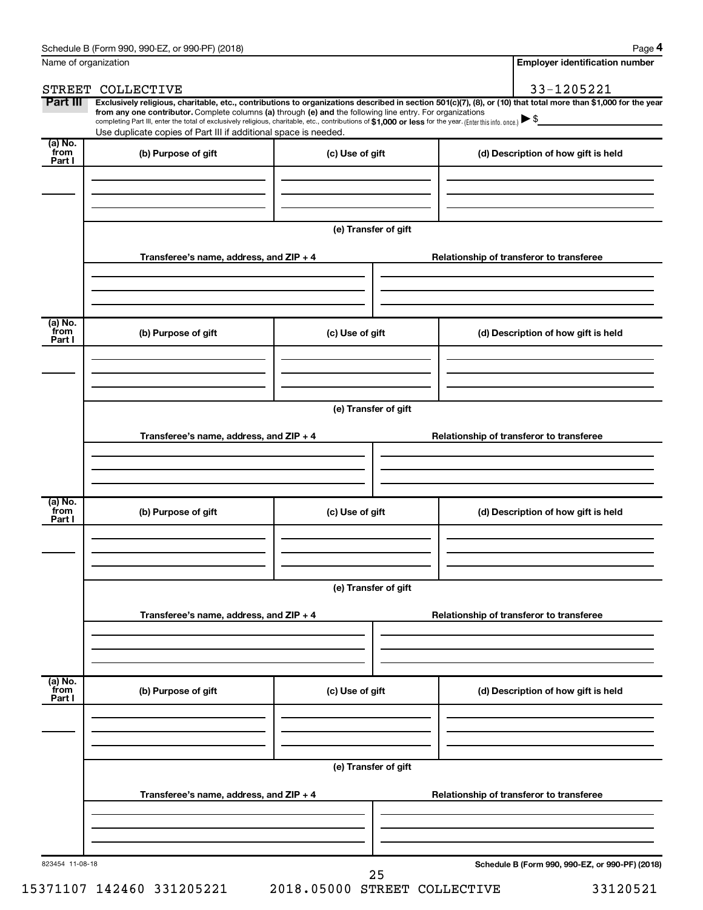Name of organization

STREET COLLECTIVE

**Employer identification number**

33-1205221

**Part III** **Exclusively religious, charitable, etc., contributions to organizations described in section 501(c)(7), (8), or (10) that total more than $1,000 for the year from any one contributor.** Complete columns **(a)** through **(e) and** the following line entry. For organizations completing Part III, enter the total of exclusively religious, charitable, etc., contributions of **$1,000 or less** for the year. (Enter this info. once.) ▶ $

Use duplicate copies of Part III if additional space is needed.

| (a) No. from Part I | (b) Purpose of gift | (c) Use of gift | (d) Description of how gift is held |
|---|---|---|---|
| | | | |

(e) Transfer of gift

| Transferee's name, address, and ZIP + 4 | Relationship of transferor to transferee |
|---|---|
| | |

| (a) No. from Part I | (b) Purpose of gift | (c) Use of gift | (d) Description of how gift is held |
|---|---|---|---|
| | | | |

(e) Transfer of gift

| Transferee's name, address, and ZIP + 4 | Relationship of transferor to transferee |
|---|---|
| | |

| (a) No. from Part I | (b) Purpose of gift | (c) Use of gift | (d) Description of how gift is held |
|---|---|---|---|
| | | | |

(e) Transfer of gift

| Transferee's name, address, and ZIP + 4 | Relationship of transferor to transferee |
|---|---|
| | |

| (a) No. from Part I | (b) Purpose of gift | (c) Use of gift | (d) Description of how gift is held |
|---|---|---|---|
| | | | |

(e) Transfer of gift

| Transferee's name, address, and ZIP + 4 | Relationship of transferor to transferee |
|---|---|
| | |

823454 11-08-18

**Schedule B (Form 990, 990-EZ, or 990-PF) (2018)**

15371107 142460 331205221 2018.05000 STREET COLLECTIVE 33120521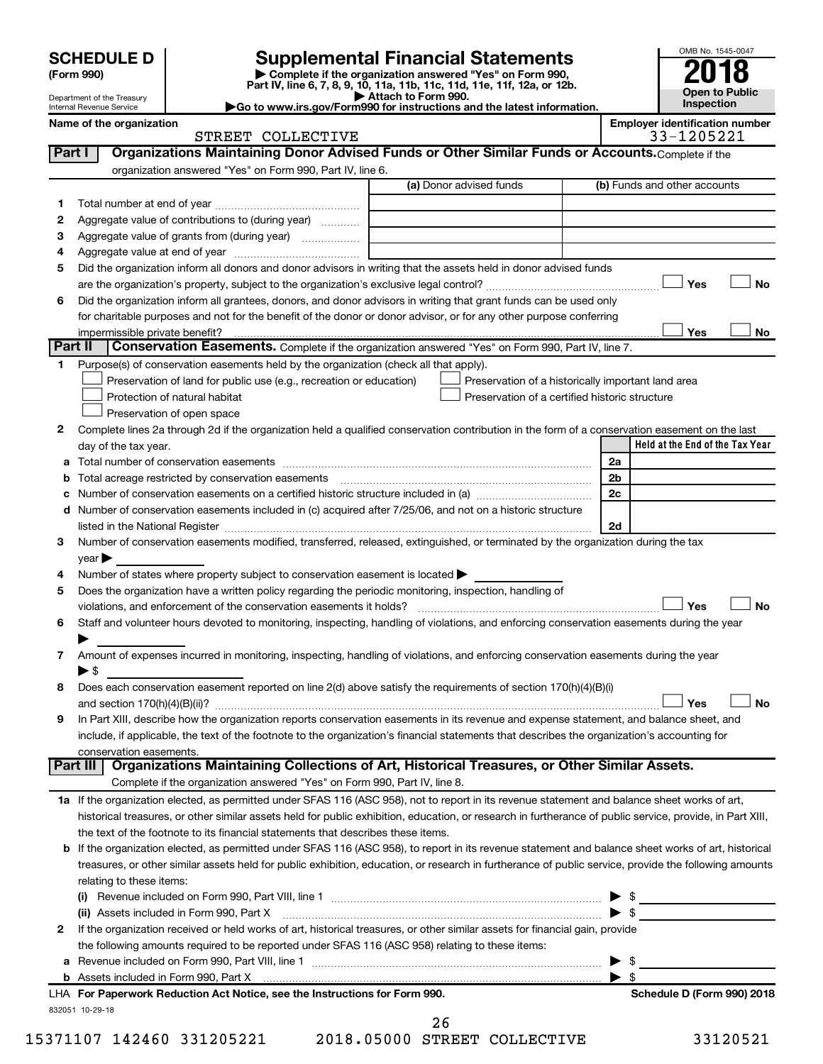**SCHEDULE D (Form 990)**

Department of the Treasury
Internal Revenue Service

# Supplemental Financial Statements

▶ Complete if the organization answered "Yes" on Form 990, Part IV, line 6, 7, 8, 9, 10, 11a, 11b, 11c, 11d, 11e, 11f, 12a, or 12b.
▶ Attach to Form 990.
▶Go to www.irs.gov/Form990 for instructions and the latest information.

OMB No. 1545-0047
**2018**
**Open to Public Inspection**

**Name of the organization** STREET COLLECTIVE
**Employer identification number** 33-1205221

## Part I Organizations Maintaining Donor Advised Funds or Other Similar Funds or Accounts.

Complete if the organization answered "Yes" on Form 990, Part IV, line 6.

| | | (a) Donor advised funds | (b) Funds and other accounts |
|---|---|---|---|
| 1 | Total number at end of year | | |
| 2 | Aggregate value of contributions to (during year) | | |
| 3 | Aggregate value of grants from (during year) | | |
| 4 | Aggregate value at end of year | | |

5 Did the organization inform all donors and donor advisors in writing that the assets held in donor advised funds are the organization's property, subject to the organization's exclusive legal control? ☐ Yes ☐ No

6 Did the organization inform all grantees, donors, and donor advisors in writing that grant funds can be used only for charitable purposes and not for the benefit of the donor or donor advisor, or for any other purpose conferring impermissible private benefit? ☐ Yes ☐ No

## Part II Conservation Easements.

Complete if the organization answered "Yes" on Form 990, Part IV, line 7.

1 Purpose(s) of conservation easements held by the organization (check all that apply).

- ☐ Preservation of land for public use (e.g., recreation or education)
- ☐ Protection of natural habitat
- ☐ Preservation of open space
- ☐ Preservation of a historically important land area
- ☐ Preservation of a certified historic structure

2 Complete lines 2a through 2d if the organization held a qualified conservation contribution in the form of a conservation easement on the last day of the tax year.

| | | | Held at the End of the Tax Year |
|---|---|---|---|
| a | Total number of conservation easements | 2a | |
| b | Total acreage restricted by conservation easements | 2b | |
| c | Number of conservation easements on a certified historic structure included in (a) | 2c | |
| d | Number of conservation easements included in (c) acquired after 7/25/06, and not on a historic structure listed in the National Register | 2d | |

3 Number of conservation easements modified, transferred, released, extinguished, or terminated by the organization during the tax year ▶

4 Number of states where property subject to conservation easement is located ▶

5 Does the organization have a written policy regarding the periodic monitoring, inspection, handling of violations, and enforcement of the conservation easements it holds? ☐ Yes ☐ No

6 Staff and volunteer hours devoted to monitoring, inspecting, handling of violations, and enforcing conservation easements during the year ▶

7 Amount of expenses incurred in monitoring, inspecting, handling of violations, and enforcing conservation easements during the year ▶ $

8 Does each conservation easement reported on line 2(d) above satisfy the requirements of section 170(h)(4)(B)(i) and section 170(h)(4)(B)(ii)? ☐ Yes ☐ No

9 In Part XIII, describe how the organization reports conservation easements in its revenue and expense statement, and balance sheet, and include, if applicable, the text of the footnote to the organization's financial statements that describes the organization's accounting for conservation easements.

## Part III Organizations Maintaining Collections of Art, Historical Treasures, or Other Similar Assets.

Complete if the organization answered "Yes" on Form 990, Part IV, line 8.

1a If the organization elected, as permitted under SFAS 116 (ASC 958), not to report in its revenue statement and balance sheet works of art, historical treasures, or other similar assets held for public exhibition, education, or research in furtherance of public service, provide, in Part XIII, the text of the footnote to its financial statements that describes these items.

b If the organization elected, as permitted under SFAS 116 (ASC 958), to report in its revenue statement and balance sheet works of art, historical treasures, or other similar assets held for public exhibition, education, or research in furtherance of public service, provide the following amounts relating to these items:

(i) Revenue included on Form 990, Part VIII, line 1 ▶ $

(ii) Assets included in Form 990, Part X ▶ $

2 If the organization received or held works of art, historical treasures, or other similar assets for financial gain, provide the following amounts required to be reported under SFAS 116 (ASC 958) relating to these items:

a Revenue included on Form 990, Part VIII, line 1 ▶ $

b Assets included in Form 990, Part X ▶ $

LHA For Paperwork Reduction Act Notice, see the Instructions for Form 990. Schedule D (Form 990) 2018

832051 10-29-18

15371107 142460 331205221 2018.05000 STREET COLLECTIVE 33120521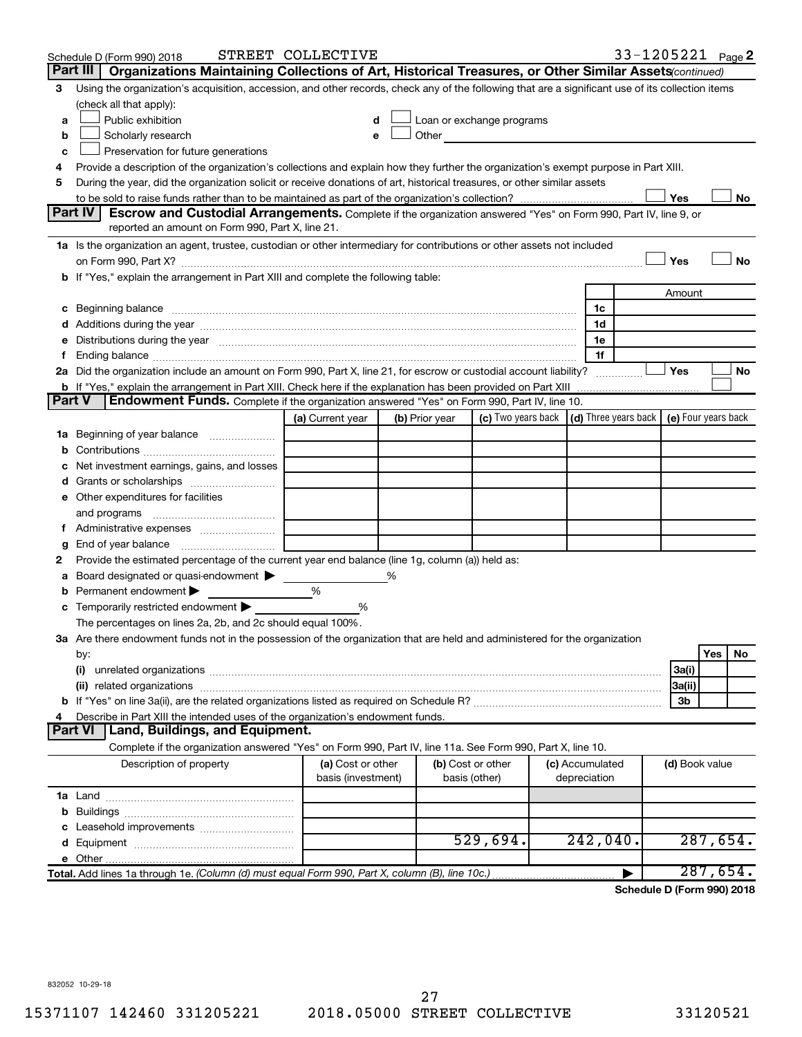Schedule D (Form 990) 2018 STREET COLLECTIVE 33-1205221 Page 2

## Part III Organizations Maintaining Collections of Art, Historical Treasures, or Other Similar Assets *(continued)*

**3** Using the organization's acquisition, accession, and other records, check any of the following that are a significant use of its collection items (check all that apply):

- **a** ☐ Public exhibition
- **b** ☐ Scholarly research
- **c** ☐ Preservation for future generations
- **d** ☐ Loan or exchange programs
- **e** ☐ Other

**4** Provide a description of the organization's collections and explain how they further the organization's exempt purpose in Part XIII.

**5** During the year, did the organization solicit or receive donations of art, historical treasures, or other similar assets to be sold to raise funds rather than to be maintained as part of the organization's collection? ☐ Yes ☐ No

## Part IV Escrow and Custodial Arrangements.

Complete if the organization answered "Yes" on Form 990, Part IV, line 9, or reported an amount on Form 990, Part X, line 21.

**1a** Is the organization an agent, trustee, custodian or other intermediary for contributions or other assets not included on Form 990, Part X? ☐ Yes ☐ No

**b** If "Yes," explain the arrangement in Part XIII and complete the following table:

| | | Amount |
|---|---|---|
| **c** Beginning balance | 1c | |
| **d** Additions during the year | 1d | |
| **e** Distributions during the year | 1e | |
| **f** Ending balance | 1f | |

**2a** Did the organization include an amount on Form 990, Part X, line 21, for escrow or custodial account liability? ☐ Yes ☐ No

**b** If "Yes," explain the arrangement in Part XIII. Check here if the explanation has been provided on Part XIII ☐

## Part V Endowment Funds.

Complete if the organization answered "Yes" on Form 990, Part IV, line 10.

| | (a) Current year | (b) Prior year | (c) Two years back | (d) Three years back | (e) Four years back |
|---|---|---|---|---|---|
| **1a** Beginning of year balance | | | | | |
| **b** Contributions | | | | | |
| **c** Net investment earnings, gains, and losses | | | | | |
| **d** Grants or scholarships | | | | | |
| **e** Other expenditures for facilities and programs | | | | | |
| **f** Administrative expenses | | | | | |
| **g** End of year balance | | | | | |

**2** Provide the estimated percentage of the current year end balance (line 1g, column (a)) held as:

- **a** Board designated or quasi-endowment ▶ %
- **b** Permanent endowment ▶ %
- **c** Temporarily restricted endowment ▶ %

The percentages on lines 2a, 2b, and 2c should equal 100%.

**3a** Are there endowment funds not in the possession of the organization that are held and administered for the organization by:

| | | Yes | No |
|---|---|---|---|
| **(i)** unrelated organizations | 3a(i) | | |
| **(ii)** related organizations | 3a(ii) | | |
| **b** If "Yes" on line 3a(ii), are the related organizations listed as required on Schedule R? | 3b | | |

**4** Describe in Part XIII the intended uses of the organization's endowment funds.

## Part VI Land, Buildings, and Equipment.

Complete if the organization answered "Yes" on Form 990, Part IV, line 11a. See Form 990, Part X, line 10.

| Description of property | (a) Cost or other basis (investment) | (b) Cost or other basis (other) | (c) Accumulated depreciation | (d) Book value |
|---|---|---|---|---|
| **1a** Land | | | | |
| **b** Buildings | | | | |
| **c** Leasehold improvements | | | | |
| **d** Equipment | | 529,694. | 242,040. | 287,654. |
| **e** Other | | | | |
| **Total.** Add lines 1a through 1e. *(Column (d) must equal Form 990, Part X, column (B), line 10c.)* ▶ | | | | 287,654. |

**Schedule D (Form 990) 2018**

832052 10-29-18

15371107 142460 331205221 2018.05000 STREET COLLECTIVE 33120521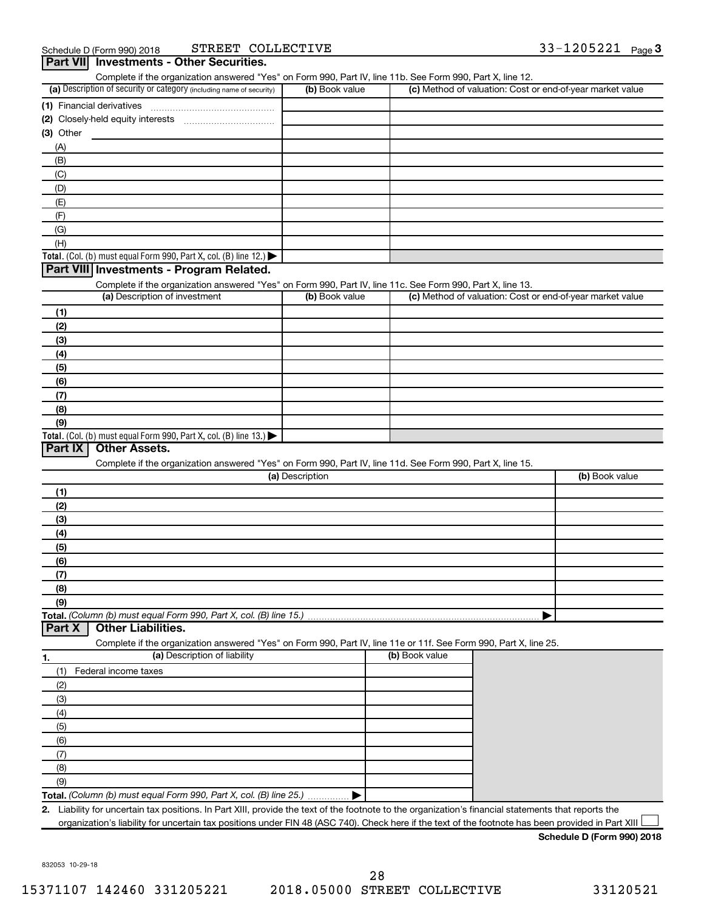Schedule D (Form 990) 2018 STREET COLLECTIVE 33-1205221 Page 3

## Part VII Investments - Other Securities.

Complete if the organization answered "Yes" on Form 990, Part IV, line 11b. See Form 990, Part X, line 12.

| (a) Description of security or category (including name of security) | (b) Book value | (c) Method of valuation: Cost or end-of-year market value |
|---|---|---|
| (1) Financial derivatives | | |
| (2) Closely-held equity interests | | |
| (3) Other | | |
| (A) | | |
| (B) | | |
| (C) | | |
| (D) | | |
| (E) | | |
| (F) | | |
| (G) | | |
| (H) | | |
| **Total.** (Col. (b) must equal Form 990, Part X, col. (B) line 12.) ▶ | | |

## Part VIII Investments - Program Related.

Complete if the organization answered "Yes" on Form 990, Part IV, line 11c. See Form 990, Part X, line 13.

| (a) Description of investment | (b) Book value | (c) Method of valuation: Cost or end-of-year market value |
|---|---|---|
| (1) | | |
| (2) | | |
| (3) | | |
| (4) | | |
| (5) | | |
| (6) | | |
| (7) | | |
| (8) | | |
| (9) | | |
| **Total.** (Col. (b) must equal Form 990, Part X, col. (B) line 13.) ▶ | | |

## Part IX Other Assets.

Complete if the organization answered "Yes" on Form 990, Part IV, line 11d. See Form 990, Part X, line 15.

| (a) Description | (b) Book value |
|---|---|
| (1) | |
| (2) | |
| (3) | |
| (4) | |
| (5) | |
| (6) | |
| (7) | |
| (8) | |
| (9) | |
| **Total.** *(Column (b) must equal Form 990, Part X, col. (B) line 15.)* ▶ | |

## Part X Other Liabilities.

Complete if the organization answered "Yes" on Form 990, Part IV, line 11e or 11f. See Form 990, Part X, line 25.

| 1. (a) Description of liability | (b) Book value |
|---|---|
| (1) Federal income taxes | |
| (2) | |
| (3) | |
| (4) | |
| (5) | |
| (6) | |
| (7) | |
| (8) | |
| (9) | |
| **Total.** *(Column (b) must equal Form 990, Part X, col. (B) line 25.)* ▶ | |

2. Liability for uncertain tax positions. In Part XIII, provide the text of the footnote to the organization's financial statements that reports the organization's liability for uncertain tax positions under FIN 48 (ASC 740). Check here if the text of the footnote has been provided in Part XIII ☐

**Schedule D (Form 990) 2018**

832053 10-29-18

15371107 142460 331205221 2018.05000 STREET COLLECTIVE 33120521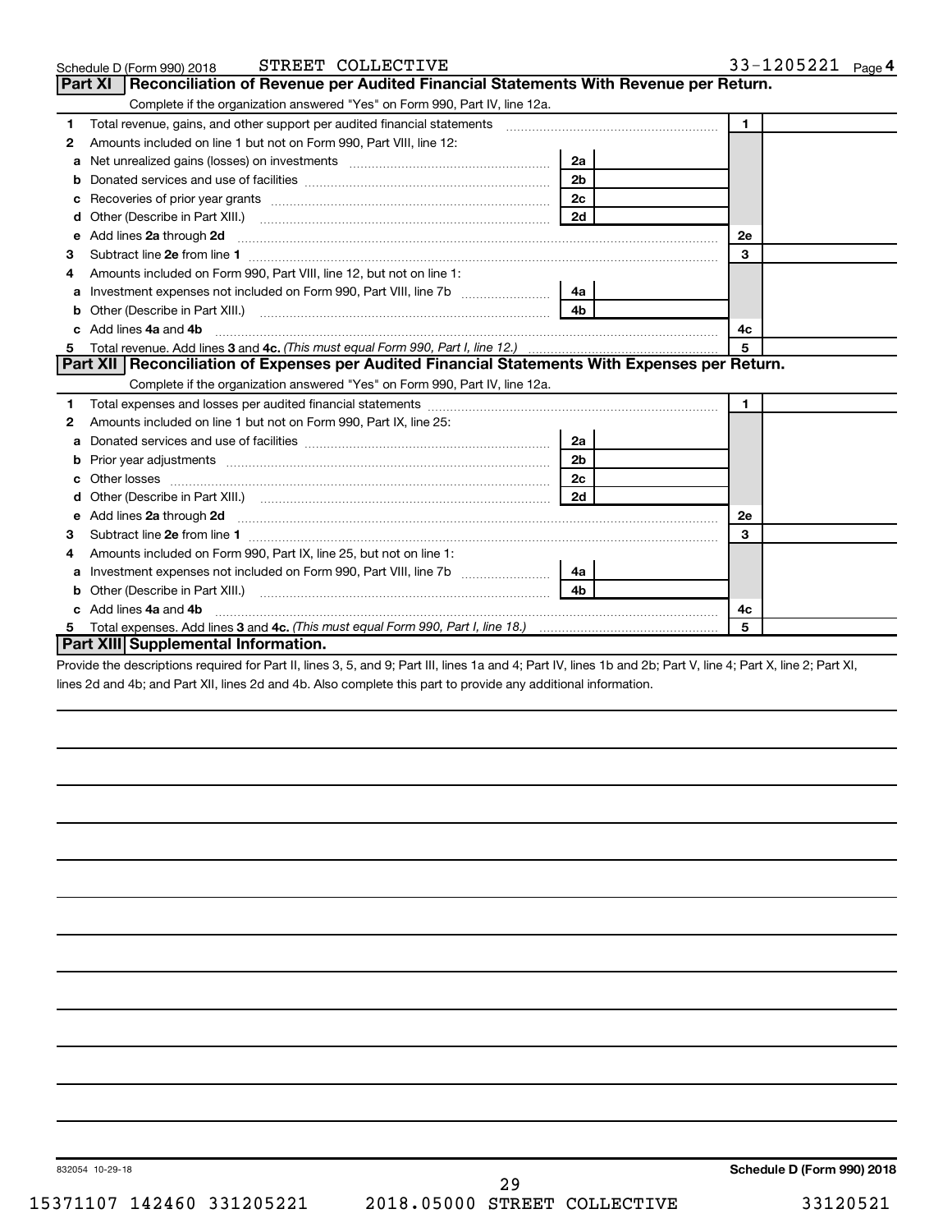Schedule D (Form 990) 2018 STREET COLLECTIVE 33-1205221 Page 4

## Part XI Reconciliation of Revenue per Audited Financial Statements With Revenue per Return.

Complete if the organization answered "Yes" on Form 990, Part IV, line 12a.

| | | | | | |
|---|---|---|---|---|---|
| 1 | Total revenue, gains, and other support per audited financial statements | | | 1 | |
| 2 | Amounts included on line 1 but not on Form 990, Part VIII, line 12: | | | | |
| a | Net unrealized gains (losses) on investments | 2a | | | |
| b | Donated services and use of facilities | 2b | | | |
| c | Recoveries of prior year grants | 2c | | | |
| d | Other (Describe in Part XIII.) | 2d | | | |
| e | Add lines **2a** through **2d** | | | 2e | |
| 3 | Subtract line **2e** from line **1** | | | 3 | |
| 4 | Amounts included on Form 990, Part VIII, line 12, but not on line 1: | | | | |
| a | Investment expenses not included on Form 990, Part VIII, line 7b | 4a | | | |
| b | Other (Describe in Part XIII.) | 4b | | | |
| c | Add lines **4a** and **4b** | | | 4c | |
| 5 | Total revenue. Add lines **3** and **4c.** *(This must equal Form 990, Part I, line 12.)* | | | 5 | |

## Part XII Reconciliation of Expenses per Audited Financial Statements With Expenses per Return.

Complete if the organization answered "Yes" on Form 990, Part IV, line 12a.

| | | | | | |
|---|---|---|---|---|---|
| 1 | Total expenses and losses per audited financial statements | | | 1 | |
| 2 | Amounts included on line 1 but not on Form 990, Part IX, line 25: | | | | |
| a | Donated services and use of facilities | 2a | | | |
| b | Prior year adjustments | 2b | | | |
| c | Other losses | 2c | | | |
| d | Other (Describe in Part XIII.) | 2d | | | |
| e | Add lines **2a** through **2d** | | | 2e | |
| 3 | Subtract line **2e** from line **1** | | | 3 | |
| 4 | Amounts included on Form 990, Part IX, line 25, but not on line 1: | | | | |
| a | Investment expenses not included on Form 990, Part VIII, line 7b | 4a | | | |
| b | Other (Describe in Part XIII.) | 4b | | | |
| c | Add lines **4a** and **4b** | | | 4c | |
| 5 | Total expenses. Add lines **3** and **4c.** *(This must equal Form 990, Part I, line 18.)* | | | 5 | |

## Part XIII Supplemental Information.

Provide the descriptions required for Part II, lines 3, 5, and 9; Part III, lines 1a and 4; Part IV, lines 1b and 2b; Part V, line 4; Part X, line 2; Part XI, lines 2d and 4b; and Part XII, lines 2d and 4b. Also complete this part to provide any additional information.

832054 10-29-18

**Schedule D (Form 990) 2018**

15371107 142460 331205221 2018.05000 STREET COLLECTIVE 33120521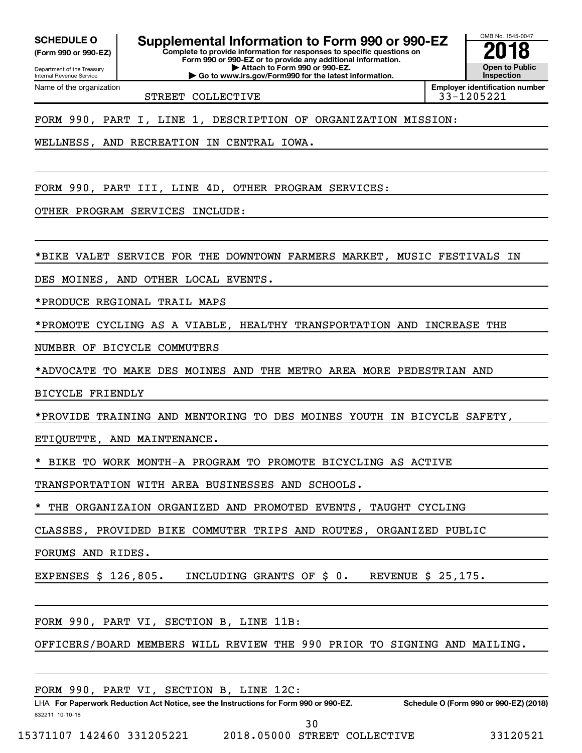**SCHEDULE O**
**(Form 990 or 990-EZ)**

Department of the Treasury
Internal Revenue Service

# Supplemental Information to Form 990 or 990-EZ

**Complete to provide information for responses to specific questions on Form 990 or 990-EZ or to provide any additional information.**
**▶ Attach to Form 990 or 990-EZ.**
**▶ Go to www.irs.gov/Form990 for the latest information.**

OMB No. 1545-0047
**2018**
**Open to Public Inspection**

Name of the organization: STREET COLLECTIVE

**Employer identification number:** 33-1205221

FORM 990, PART I, LINE 1, DESCRIPTION OF ORGANIZATION MISSION:

WELLNESS, AND RECREATION IN CENTRAL IOWA.

FORM 990, PART III, LINE 4D, OTHER PROGRAM SERVICES:

OTHER PROGRAM SERVICES INCLUDE:

*BIKE VALET SERVICE FOR THE DOWNTOWN FARMERS MARKET, MUSIC FESTIVALS IN DES MOINES, AND OTHER LOCAL EVENTS.

*PRODUCE REGIONAL TRAIL MAPS

*PROMOTE CYCLING AS A VIABLE, HEALTHY TRANSPORTATION AND INCREASE THE NUMBER OF BICYCLE COMMUTERS

*ADVOCATE TO MAKE DES MOINES AND THE METRO AREA MORE PEDESTRIAN AND BICYCLE FRIENDLY

*PROVIDE TRAINING AND MENTORING TO DES MOINES YOUTH IN BICYCLE SAFETY, ETIQUETTE, AND MAINTENANCE.

* BIKE TO WORK MONTH-A PROGRAM TO PROMOTE BICYCLING AS ACTIVE TRANSPORTATION WITH AREA BUSINESSES AND SCHOOLS.

* THE ORGANIZAION ORGANIZED AND PROMOTED EVENTS, TAUGHT CYCLING CLASSES, PROVIDED BIKE COMMUTER TRIPS AND ROUTES, ORGANIZED PUBLIC FORUMS AND RIDES.

EXPENSES $ 126,805. INCLUDING GRANTS OF $ 0. REVENUE $ 25,175.

FORM 990, PART VI, SECTION B, LINE 11B:

OFFICERS/BOARD MEMBERS WILL REVIEW THE 990 PRIOR TO SIGNING AND MAILING.

FORM 990, PART VI, SECTION B, LINE 12C:

LHA **For Paperwork Reduction Act Notice, see the Instructions for Form 990 or 990-EZ.** **Schedule O (Form 990 or 990-EZ) (2018)**
832211 10-10-18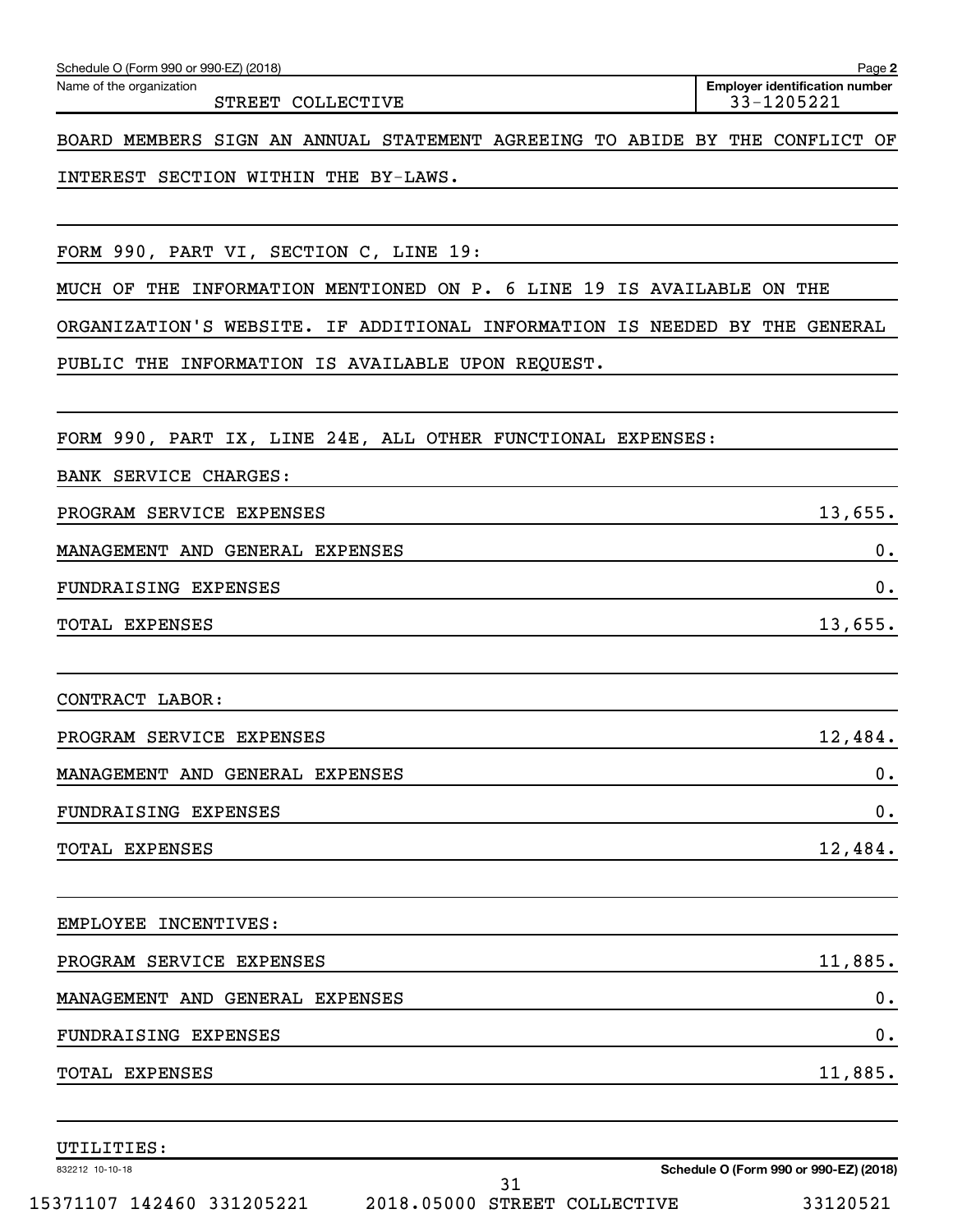Schedule O (Form 990 or 990-EZ) (2018)

Name of the organization: STREET COLLECTIVE

Employer identification number: 33-1205221

BOARD MEMBERS SIGN AN ANNUAL STATEMENT AGREEING TO ABIDE BY THE CONFLICT OF INTEREST SECTION WITHIN THE BY-LAWS.

FORM 990, PART VI, SECTION C, LINE 19:

MUCH OF THE INFORMATION MENTIONED ON P. 6 LINE 19 IS AVAILABLE ON THE ORGANIZATION'S WEBSITE. IF ADDITIONAL INFORMATION IS NEEDED BY THE GENERAL PUBLIC THE INFORMATION IS AVAILABLE UPON REQUEST.

FORM 990, PART IX, LINE 24E, ALL OTHER FUNCTIONAL EXPENSES:

BANK SERVICE CHARGES:

| | |
|---|---|
| PROGRAM SERVICE EXPENSES | 13,655. |
| MANAGEMENT AND GENERAL EXPENSES | 0. |
| FUNDRAISING EXPENSES | 0. |
| TOTAL EXPENSES | 13,655. |

CONTRACT LABOR:

| | |
|---|---|
| PROGRAM SERVICE EXPENSES | 12,484. |
| MANAGEMENT AND GENERAL EXPENSES | 0. |
| FUNDRAISING EXPENSES | 0. |
| TOTAL EXPENSES | 12,484. |

EMPLOYEE INCENTIVES:

| | |
|---|---|
| PROGRAM SERVICE EXPENSES | 11,885. |
| MANAGEMENT AND GENERAL EXPENSES | 0. |
| FUNDRAISING EXPENSES | 0. |
| TOTAL EXPENSES | 11,885. |

UTILITIES: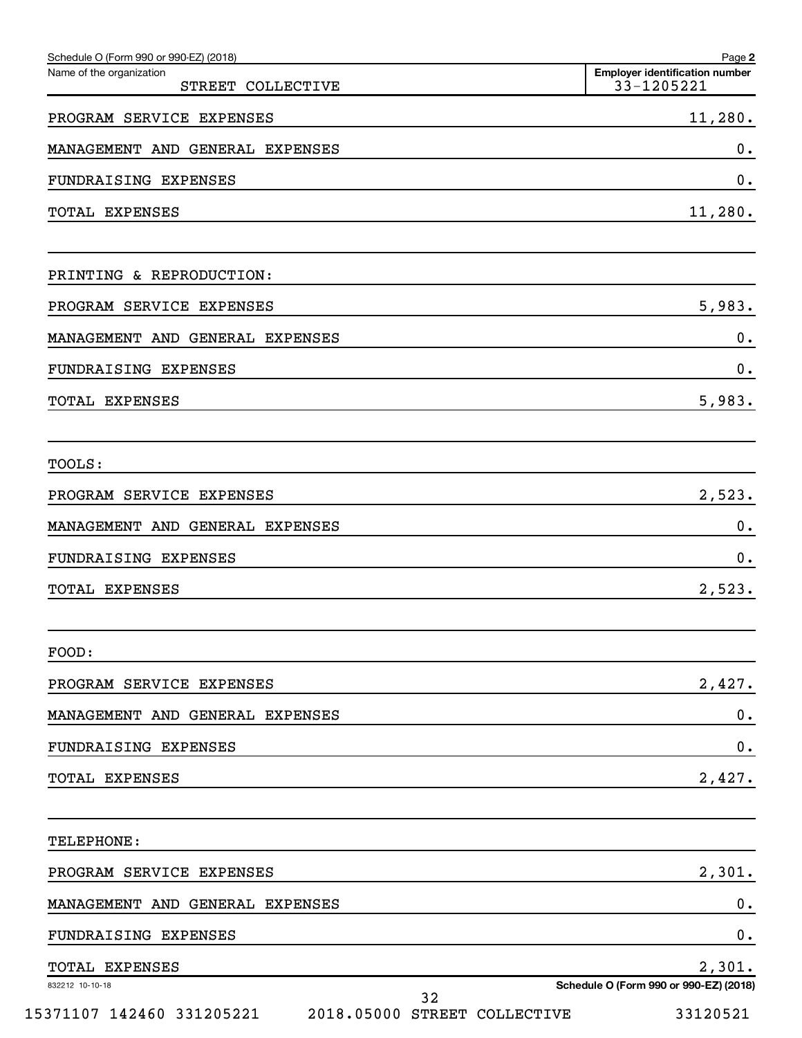Schedule O (Form 990 or 990-EZ) (2018)

| Name of the organization | Employer identification number |
|---|---|
| STREET COLLECTIVE | 33-1205221 |

| | |
|---|---|
| PROGRAM SERVICE EXPENSES | 11,280. |
| MANAGEMENT AND GENERAL EXPENSES | 0. |
| FUNDRAISING EXPENSES | 0. |
| TOTAL EXPENSES | 11,280. |
| | |
| PRINTING & REPRODUCTION: | |
| PROGRAM SERVICE EXPENSES | 5,983. |
| MANAGEMENT AND GENERAL EXPENSES | 0. |
| FUNDRAISING EXPENSES | 0. |
| TOTAL EXPENSES | 5,983. |
| | |
| TOOLS: | |
| PROGRAM SERVICE EXPENSES | 2,523. |
| MANAGEMENT AND GENERAL EXPENSES | 0. |
| FUNDRAISING EXPENSES | 0. |
| TOTAL EXPENSES | 2,523. |
| | |
| FOOD: | |
| PROGRAM SERVICE EXPENSES | 2,427. |
| MANAGEMENT AND GENERAL EXPENSES | 0. |
| FUNDRAISING EXPENSES | 0. |
| TOTAL EXPENSES | 2,427. |
| | |
| TELEPHONE: | |
| PROGRAM SERVICE EXPENSES | 2,301. |
| MANAGEMENT AND GENERAL EXPENSES | 0. |
| FUNDRAISING EXPENSES | 0. |
| TOTAL EXPENSES | 2,301. |

832212 10-10-18

Schedule O (Form 990 or 990-EZ) (2018)

15371107 142460 331205221 2018.05000 STREET COLLECTIVE 33120521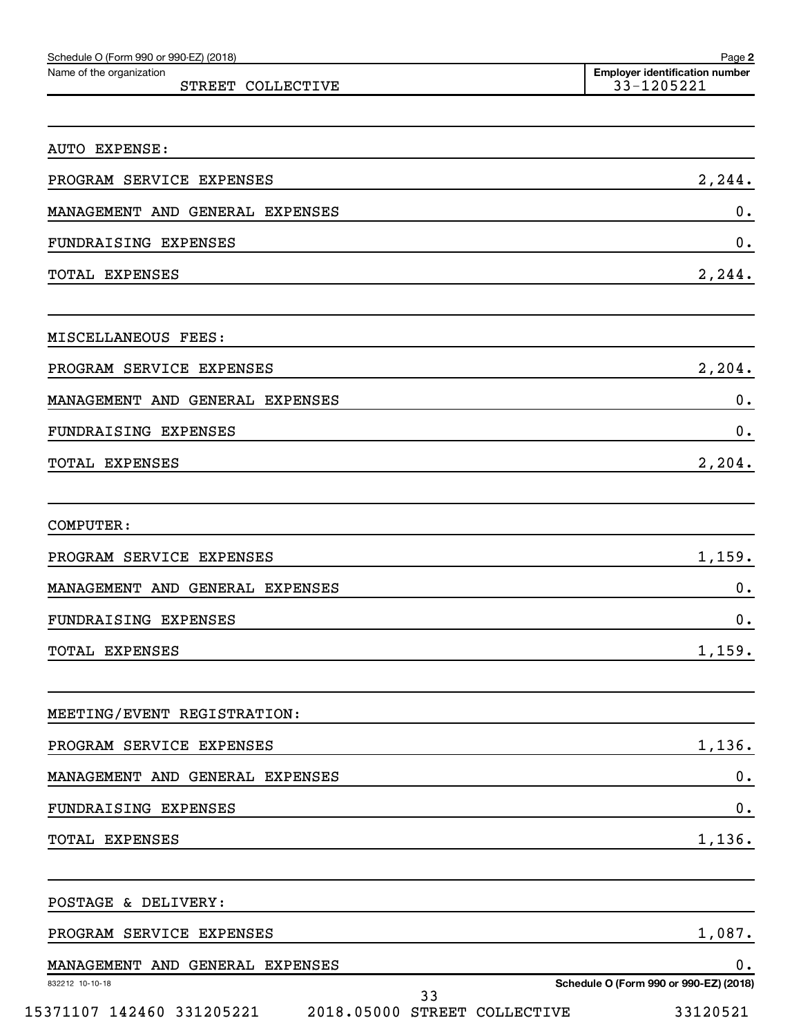Schedule O (Form 990 or 990-EZ) (2018) Page **2**

Name of the organization: STREET COLLECTIVE

**Employer identification number:** 33-1205221

AUTO EXPENSE:

| | |
|---|---|
| PROGRAM SERVICE EXPENSES | 2,244. |
| MANAGEMENT AND GENERAL EXPENSES | 0. |
| FUNDRAISING EXPENSES | 0. |
| TOTAL EXPENSES | 2,244. |

MISCELLANEOUS FEES:

| | |
|---|---|
| PROGRAM SERVICE EXPENSES | 2,204. |
| MANAGEMENT AND GENERAL EXPENSES | 0. |
| FUNDRAISING EXPENSES | 0. |
| TOTAL EXPENSES | 2,204. |

COMPUTER:

| | |
|---|---|
| PROGRAM SERVICE EXPENSES | 1,159. |
| MANAGEMENT AND GENERAL EXPENSES | 0. |
| FUNDRAISING EXPENSES | 0. |
| TOTAL EXPENSES | 1,159. |

MEETING/EVENT REGISTRATION:

| | |
|---|---|
| PROGRAM SERVICE EXPENSES | 1,136. |
| MANAGEMENT AND GENERAL EXPENSES | 0. |
| FUNDRAISING EXPENSES | 0. |
| TOTAL EXPENSES | 1,136. |

POSTAGE & DELIVERY:

| | |
|---|---|
| PROGRAM SERVICE EXPENSES | 1,087. |
| MANAGEMENT AND GENERAL EXPENSES | 0. |

832212 10-10-18 Schedule O (Form 990 or 990-EZ) (2018)

15371107 142460 331205221 2018.05000 STREET COLLECTIVE 33120521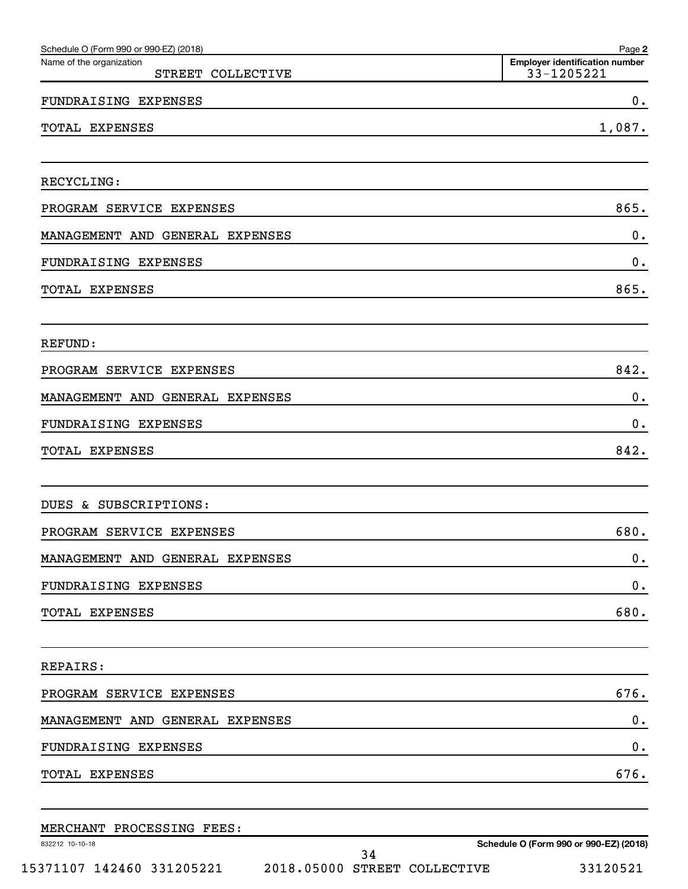Schedule O (Form 990 or 990-EZ) (2018)

| Name of the organization | Employer identification number |
|---|---|
| STREET COLLECTIVE | 33-1205221 |

| | |
|---|---|
| FUNDRAISING EXPENSES | 0. |
| TOTAL EXPENSES | 1,087. |
| | |
| RECYCLING: | |
| PROGRAM SERVICE EXPENSES | 865. |
| MANAGEMENT AND GENERAL EXPENSES | 0. |
| FUNDRAISING EXPENSES | 0. |
| TOTAL EXPENSES | 865. |
| | |
| REFUND: | |
| PROGRAM SERVICE EXPENSES | 842. |
| MANAGEMENT AND GENERAL EXPENSES | 0. |
| FUNDRAISING EXPENSES | 0. |
| TOTAL EXPENSES | 842. |
| | |
| DUES & SUBSCRIPTIONS: | |
| PROGRAM SERVICE EXPENSES | 680. |
| MANAGEMENT AND GENERAL EXPENSES | 0. |
| FUNDRAISING EXPENSES | 0. |
| TOTAL EXPENSES | 680. |
| | |
| REPAIRS: | |
| PROGRAM SERVICE EXPENSES | 676. |
| MANAGEMENT AND GENERAL EXPENSES | 0. |
| FUNDRAISING EXPENSES | 0. |
| TOTAL EXPENSES | 676. |
| | |
| MERCHANT PROCESSING FEES: | |

832212 10-10-18

Schedule O (Form 990 or 990-EZ) (2018)

15371107 142460 331205221 2018.05000 STREET COLLECTIVE 33120521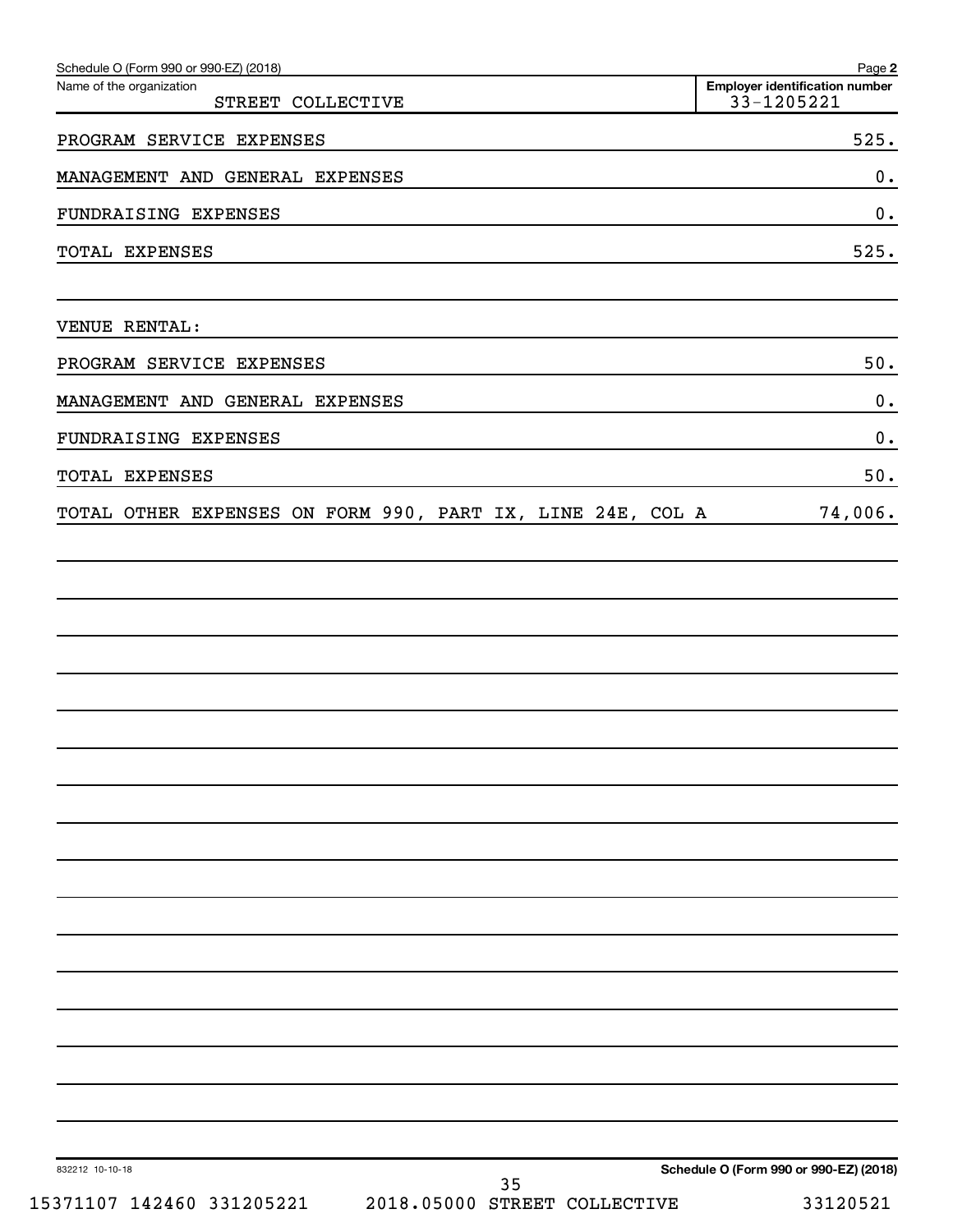Schedule O (Form 990 or 990-EZ) (2018)

| Name of the organization | Employer identification number |
|---|---|
| STREET COLLECTIVE | 33-1205221 |

| | |
|---|---|
| PROGRAM SERVICE EXPENSES | 525. |
| MANAGEMENT AND GENERAL EXPENSES | 0. |
| FUNDRAISING EXPENSES | 0. |
| TOTAL EXPENSES | 525. |
| | |
| VENUE RENTAL: | |
| PROGRAM SERVICE EXPENSES | 50. |
| MANAGEMENT AND GENERAL EXPENSES | 0. |
| FUNDRAISING EXPENSES | 0. |
| TOTAL EXPENSES | 50. |
| TOTAL OTHER EXPENSES ON FORM 990, PART IX, LINE 24E, COL A | 74,006. |

832212 10-10-18

Schedule O (Form 990 or 990-EZ) (2018)

15371107 142460 331205221 2018.05000 STREET COLLECTIVE 33120521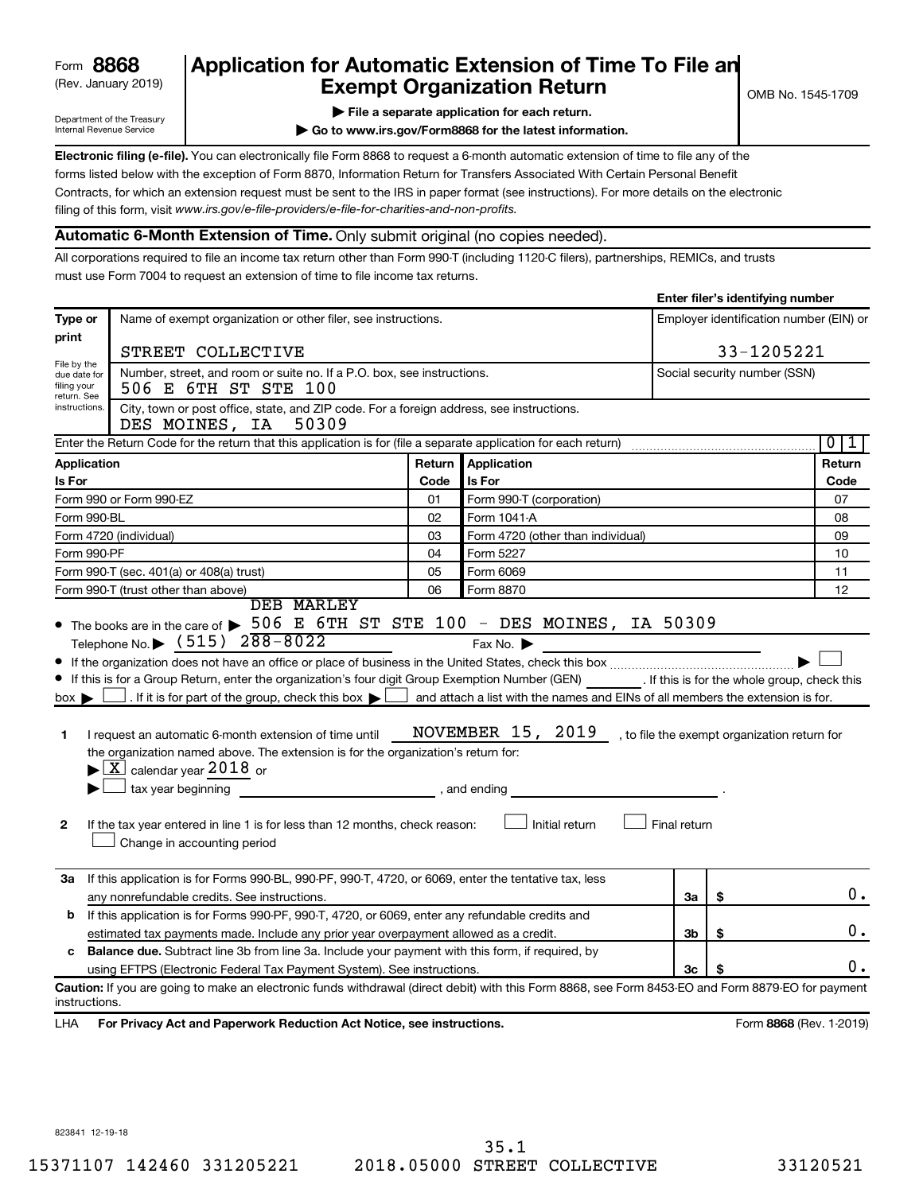Form **8868**
(Rev. January 2019)

Department of the Treasury
Internal Revenue Service

# Application for Automatic Extension of Time To File an Exempt Organization Return

OMB No. 1545-1709

▶ **File a separate application for each return.**

▶ **Go to www.irs.gov/Form8868 for the latest information.**

**Electronic filing (e-file).** You can electronically file Form 8868 to request a 6-month automatic extension of time to file any of the forms listed below with the exception of Form 8870, Information Return for Transfers Associated With Certain Personal Benefit Contracts, for which an extension request must be sent to the IRS in paper format (see instructions). For more details on the electronic filing of this form, visit *www.irs.gov/e-file-providers/e-file-for-charities-and-non-profits.*

**Automatic 6-Month Extension of Time.** Only submit original (no copies needed).

All corporations required to file an income tax return other than Form 990-T (including 1120-C filers), partnerships, REMICs, and trusts must use Form 7004 to request an extension of time to file income tax returns.

**Enter filer's identifying number**

| | | |
|---|---|---|
| **Type or print** | Name of exempt organization or other filer, see instructions.<br>STREET COLLECTIVE | Employer identification number (EIN) or<br>33-1205221 |
| File by the due date for filing your return. See instructions. | Number, street, and room or suite no. If a P.O. box, see instructions.<br>506 E 6TH ST STE 100 | Social security number (SSN) |
| | City, town or post office, state, and ZIP code. For a foreign address, see instructions.<br>DES MOINES, IA 50309 | |

Enter the Return Code for the return that this application is for (file a separate application for each return) ..... 0 1

| Application Is For | Return Code | Application Is For | Return Code |
|---|---|---|---|
| Form 990 or Form 990-EZ | 01 | Form 990-T (corporation) | 07 |
| Form 990-BL | 02 | Form 1041-A | 08 |
| Form 4720 (individual) | 03 | Form 4720 (other than individual) | 09 |
| Form 990-PF | 04 | Form 5227 | 10 |
| Form 990-T (sec. 401(a) or 408(a) trust) | 05 | Form 6069 | 11 |
| Form 990-T (trust other than above) | 06 | Form 8870 | 12 |

- The books are in the care of ▶ DEB MARLEY 506 E 6TH ST STE 100 - DES MOINES, IA 50309
  Telephone No. ▶ (515) 288-8022   Fax No. ▶
- If the organization does not have an office or place of business in the United States, check this box ..... ▶ ☐
- If this is for a Group Return, enter the organization's four digit Group Exemption Number (GEN) ______. If this is for the whole group, check this box ▶ ☐. If it is for part of the group, check this box ▶ ☐ and attach a list with the names and EINs of all members the extension is for.

**1** I request an automatic 6-month extension of time until NOVEMBER 15, 2019, to file the exempt organization return for the organization named above. The extension is for the organization's return for:
▶ ☒ calendar year 2018 or
▶ ☐ tax year beginning ______, and ending ______.

**2** If the tax year entered in line 1 is for less than 12 months, check reason: ☐ Initial return ☐ Final return
☐ Change in accounting period

| | | | |
|---|---|---|---|
| **3a** | If this application is for Forms 990-BL, 990-PF, 990-T, 4720, or 6069, enter the tentative tax, less any nonrefundable credits. See instructions. | 3a | $ 0. |
| **b** | If this application is for Forms 990-PF, 990-T, 4720, or 6069, enter any refundable credits and estimated tax payments made. Include any prior year overpayment allowed as a credit. | 3b | $ 0. |
| **c** | **Balance due.** Subtract line 3b from line 3a. Include your payment with this form, if required, by using EFTPS (Electronic Federal Tax Payment System). See instructions. | 3c | $ 0. |

**Caution:** If you are going to make an electronic funds withdrawal (direct debit) with this Form 8868, see Form 8453-EO and Form 8879-EO for payment instructions.

LHA **For Privacy Act and Paperwork Reduction Act Notice, see instructions.** Form **8868** (Rev. 1-2019)

823841 12-19-18

35.1
15371107 142460 331205221 2018.05000 STREET COLLECTIVE 33120521